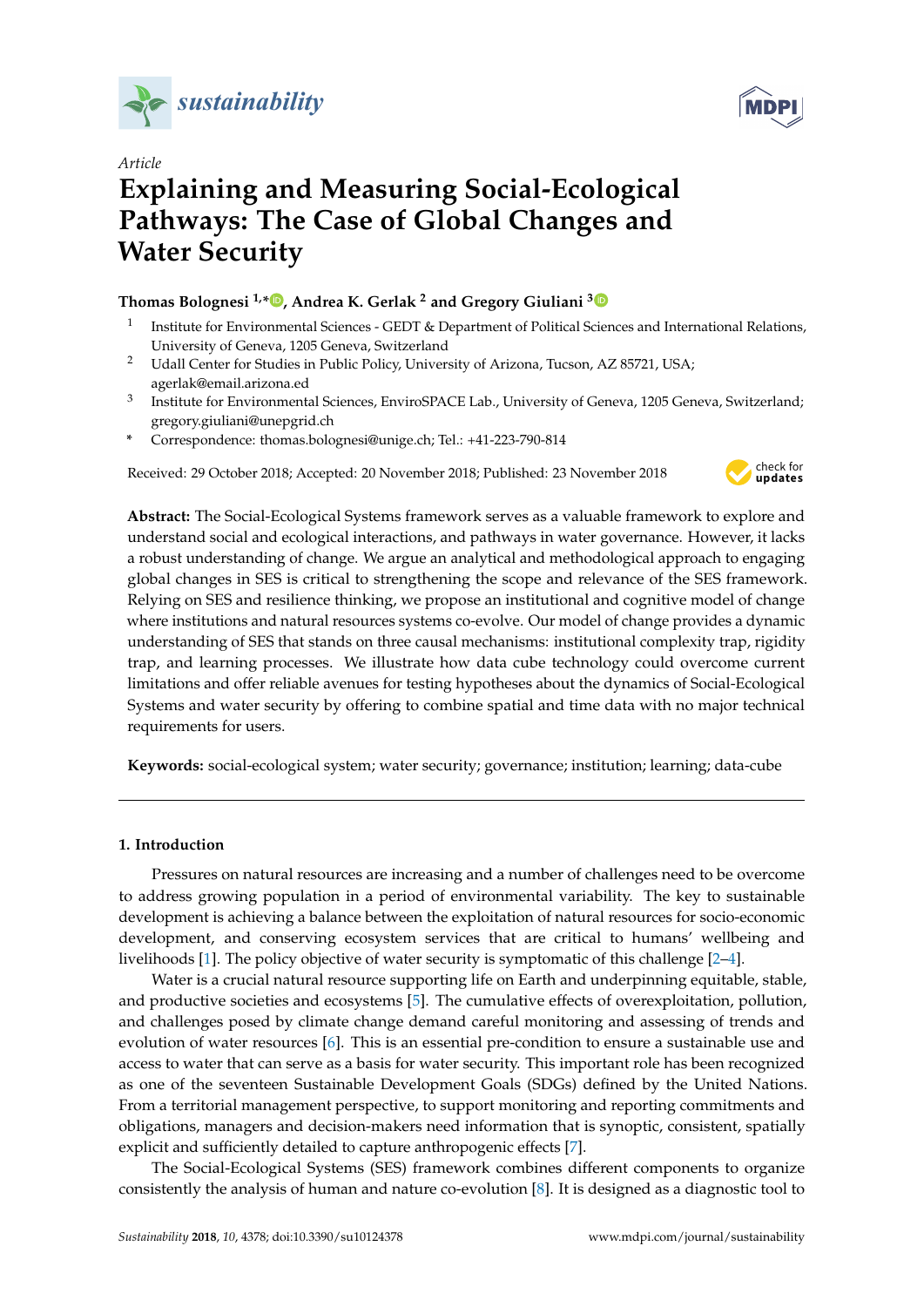*Article*

# Explaining and Measuring Social-Ecological Pathways: The Case of Global Changes and Water Security

**Thomas Bolognesi [1,*], Andrea K. Gerlak [2] and Gregory Giuliani [3]**

[1] Institute for Environmental Sciences - GEDT & Department of Political Sciences and International Relations, University of Geneva, 1205 Geneva, Switzerland

[2] Udall Center for Studies in Public Policy, University of Arizona, Tucson, AZ 85721, USA; agerlak@email.arizona.ed

[3] Institute for Environmental Sciences, EnviroSPACE Lab., University of Geneva, 1205 Geneva, Switzerland; gregory.giuliani@unepgrid.ch

* Correspondence: thomas.bolognesi@unige.ch; Tel.: +41-223-790-814

Received: 29 October 2018; Accepted: 20 November 2018; Published: 23 November 2018

**Abstract:** The Social-Ecological Systems framework serves as a valuable framework to explore and understand social and ecological interactions, and pathways in water governance. However, it lacks a robust understanding of change. We argue an analytical and methodological approach to engaging global changes in SES is critical to strengthening the scope and relevance of the SES framework. Relying on SES and resilience thinking, we propose an institutional and cognitive model of change where institutions and natural resources systems co-evolve. Our model of change provides a dynamic understanding of SES that stands on three causal mechanisms: institutional complexity trap, rigidity trap, and learning processes. We illustrate how data cube technology could overcome current limitations and offer reliable avenues for testing hypotheses about the dynamics of Social-Ecological Systems and water security by offering to combine spatial and time data with no major technical requirements for users.

**Keywords:** social-ecological system; water security; governance; institution; learning; data-cube

## 1. Introduction

Pressures on natural resources are increasing and a number of challenges need to be overcome to address growing population in a period of environmental variability. The key to sustainable development is achieving a balance between the exploitation of natural resources for socio-economic development, and conserving ecosystem services that are critical to humans' wellbeing and livelihoods [1]. The policy objective of water security is symptomatic of this challenge [2–4].

Water is a crucial natural resource supporting life on Earth and underpinning equitable, stable, and productive societies and ecosystems [5]. The cumulative effects of overexploitation, pollution, and challenges posed by climate change demand careful monitoring and assessing of trends and evolution of water resources [6]. This is an essential pre-condition to ensure a sustainable use and access to water that can serve as a basis for water security. This important role has been recognized as one of the seventeen Sustainable Development Goals (SDGs) defined by the United Nations. From a territorial management perspective, to support monitoring and reporting commitments and obligations, managers and decision-makers need information that is synoptic, consistent, spatially explicit and sufficiently detailed to capture anthropogenic effects [7].

The Social-Ecological Systems (SES) framework combines different components to organize consistently the analysis of human and nature co-evolution [8]. It is designed as a diagnostic tool to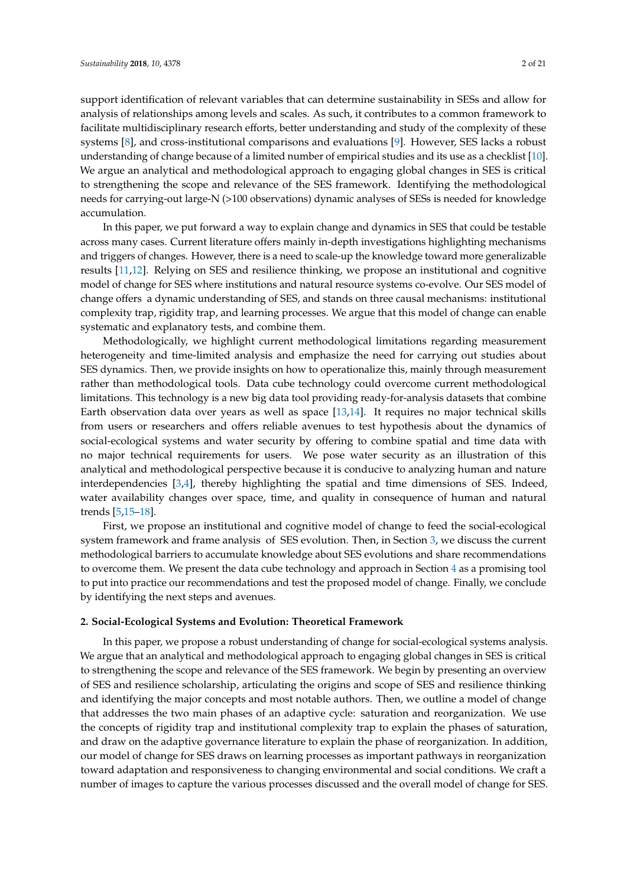support identification of relevant variables that can determine sustainability in SESs and allow for analysis of relationships among levels and scales. As such, it contributes to a common framework to facilitate multidisciplinary research efforts, better understanding and study of the complexity of these systems [8], and cross-institutional comparisons and evaluations [9]. However, SES lacks a robust understanding of change because of a limited number of empirical studies and its use as a checklist [10]. We argue an analytical and methodological approach to engaging global changes in SES is critical to strengthening the scope and relevance of the SES framework. Identifying the methodological needs for carrying-out large-N (>100 observations) dynamic analyses of SESs is needed for knowledge accumulation.

In this paper, we put forward a way to explain change and dynamics in SES that could be testable across many cases. Current literature offers mainly in-depth investigations highlighting mechanisms and triggers of changes. However, there is a need to scale-up the knowledge toward more generalizable results [11,12]. Relying on SES and resilience thinking, we propose an institutional and cognitive model of change for SES where institutions and natural resource systems co-evolve. Our SES model of change offers a dynamic understanding of SES, and stands on three causal mechanisms: institutional complexity trap, rigidity trap, and learning processes. We argue that this model of change can enable systematic and explanatory tests, and combine them.

Methodologically, we highlight current methodological limitations regarding measurement heterogeneity and time-limited analysis and emphasize the need for carrying out studies about SES dynamics. Then, we provide insights on how to operationalize this, mainly through measurement rather than methodological tools. Data cube technology could overcome current methodological limitations. This technology is a new big data tool providing ready-for-analysis datasets that combine Earth observation data over years as well as space [13,14]. It requires no major technical skills from users or researchers and offers reliable avenues to test hypothesis about the dynamics of social-ecological systems and water security by offering to combine spatial and time data with no major technical requirements for users. We pose water security as an illustration of this analytical and methodological perspective because it is conducive to analyzing human and nature interdependencies [3,4], thereby highlighting the spatial and time dimensions of SES. Indeed, water availability changes over space, time, and quality in consequence of human and natural trends [5,15–18].

First, we propose an institutional and cognitive model of change to feed the social-ecological system framework and frame analysis of SES evolution. Then, in Section 3, we discuss the current methodological barriers to accumulate knowledge about SES evolutions and share recommendations to overcome them. We present the data cube technology and approach in Section 4 as a promising tool to put into practice our recommendations and test the proposed model of change. Finally, we conclude by identifying the next steps and avenues.

## 2. Social-Ecological Systems and Evolution: Theoretical Framework

In this paper, we propose a robust understanding of change for social-ecological systems analysis. We argue that an analytical and methodological approach to engaging global changes in SES is critical to strengthening the scope and relevance of the SES framework. We begin by presenting an overview of SES and resilience scholarship, articulating the origins and scope of SES and resilience thinking and identifying the major concepts and most notable authors. Then, we outline a model of change that addresses the two main phases of an adaptive cycle: saturation and reorganization. We use the concepts of rigidity trap and institutional complexity trap to explain the phases of saturation, and draw on the adaptive governance literature to explain the phase of reorganization. In addition, our model of change for SES draws on learning processes as important pathways in reorganization toward adaptation and responsiveness to changing environmental and social conditions. We craft a number of images to capture the various processes discussed and the overall model of change for SES.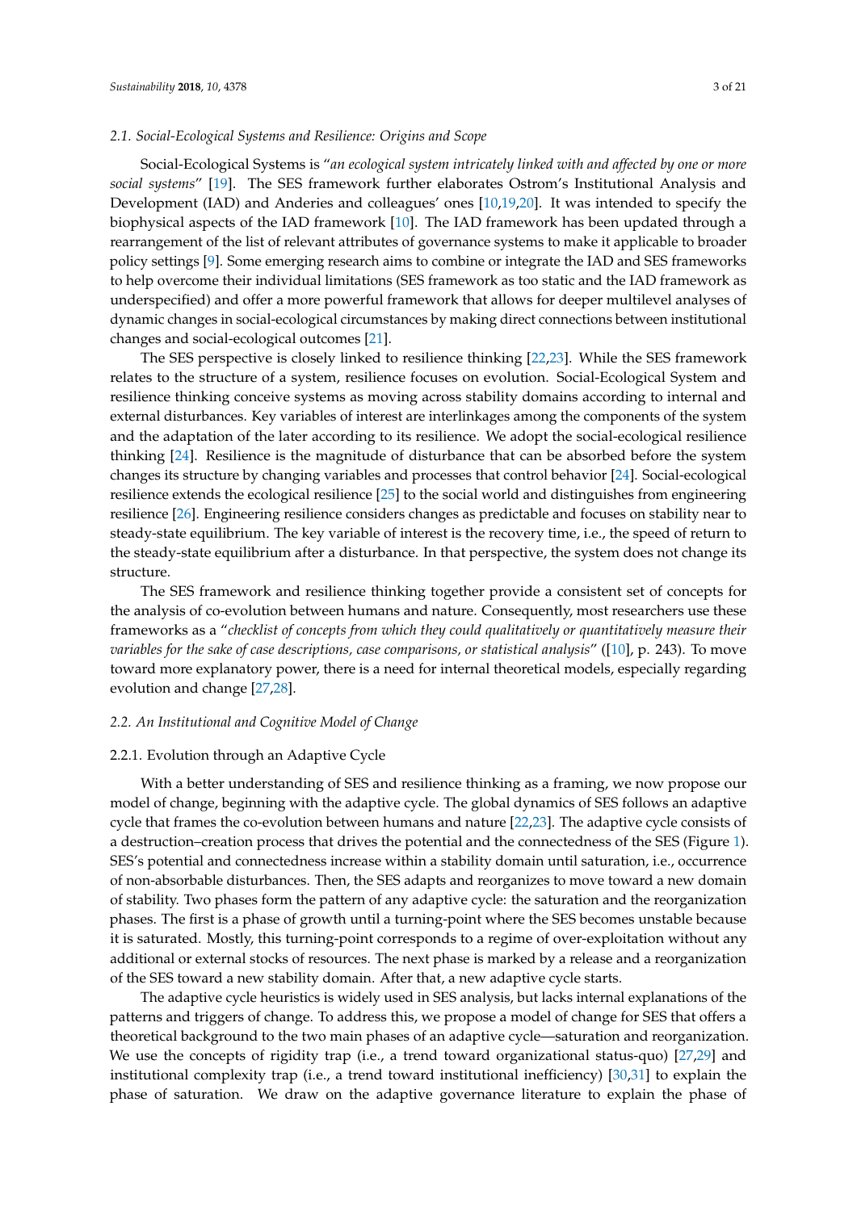### 2.1. Social-Ecological Systems and Resilience: Origins and Scope

Social-Ecological Systems is "*an ecological system intricately linked with and affected by one or more social systems*" [19]. The SES framework further elaborates Ostrom's Institutional Analysis and Development (IAD) and Anderies and colleagues' ones [10,19,20]. It was intended to specify the biophysical aspects of the IAD framework [10]. The IAD framework has been updated through a rearrangement of the list of relevant attributes of governance systems to make it applicable to broader policy settings [9]. Some emerging research aims to combine or integrate the IAD and SES frameworks to help overcome their individual limitations (SES framework as too static and the IAD framework as underspecified) and offer a more powerful framework that allows for deeper multilevel analyses of dynamic changes in social-ecological circumstances by making direct connections between institutional changes and social-ecological outcomes [21].

The SES perspective is closely linked to resilience thinking [22,23]. While the SES framework relates to the structure of a system, resilience focuses on evolution. Social-Ecological System and resilience thinking conceive systems as moving across stability domains according to internal and external disturbances. Key variables of interest are interlinkages among the components of the system and the adaptation of the later according to its resilience. We adopt the social-ecological resilience thinking [24]. Resilience is the magnitude of disturbance that can be absorbed before the system changes its structure by changing variables and processes that control behavior [24]. Social-ecological resilience extends the ecological resilience [25] to the social world and distinguishes from engineering resilience [26]. Engineering resilience considers changes as predictable and focuses on stability near to steady-state equilibrium. The key variable of interest is the recovery time, i.e., the speed of return to the steady-state equilibrium after a disturbance. In that perspective, the system does not change its structure.

The SES framework and resilience thinking together provide a consistent set of concepts for the analysis of co-evolution between humans and nature. Consequently, most researchers use these frameworks as a "*checklist of concepts from which they could qualitatively or quantitatively measure their variables for the sake of case descriptions, case comparisons, or statistical analysis*" ([10], p. 243). To move toward more explanatory power, there is a need for internal theoretical models, especially regarding evolution and change [27,28].

### 2.2. An Institutional and Cognitive Model of Change

#### 2.2.1. Evolution through an Adaptive Cycle

With a better understanding of SES and resilience thinking as a framing, we now propose our model of change, beginning with the adaptive cycle. The global dynamics of SES follows an adaptive cycle that frames the co-evolution between humans and nature [22,23]. The adaptive cycle consists of a destruction–creation process that drives the potential and the connectedness of the SES (Figure 1). SES's potential and connectedness increase within a stability domain until saturation, i.e., occurrence of non-absorbable disturbances. Then, the SES adapts and reorganizes to move toward a new domain of stability. Two phases form the pattern of any adaptive cycle: the saturation and the reorganization phases. The first is a phase of growth until a turning-point where the SES becomes unstable because it is saturated. Mostly, this turning-point corresponds to a regime of over-exploitation without any additional or external stocks of resources. The next phase is marked by a release and a reorganization of the SES toward a new stability domain. After that, a new adaptive cycle starts.

The adaptive cycle heuristics is widely used in SES analysis, but lacks internal explanations of the patterns and triggers of change. To address this, we propose a model of change for SES that offers a theoretical background to the two main phases of an adaptive cycle—saturation and reorganization. We use the concepts of rigidity trap (i.e., a trend toward organizational status-quo) [27,29] and institutional complexity trap (i.e., a trend toward institutional inefficiency) [30,31] to explain the phase of saturation. We draw on the adaptive governance literature to explain the phase of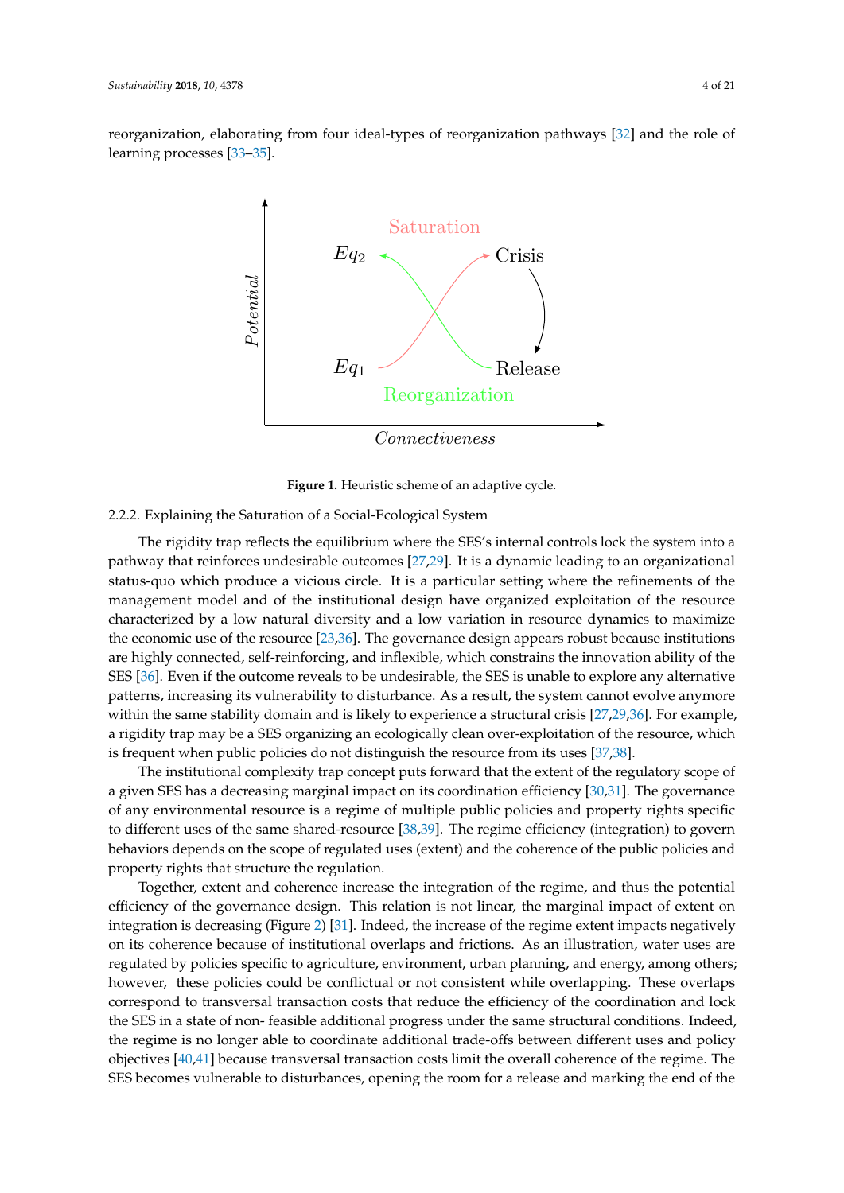reorganization, elaborating from four ideal-types of reorganization pathways [32] and the role of learning processes [33–35].

Figure 1. Heuristic scheme of an adaptive cycle.

2.2.2. Explaining the Saturation of a Social-Ecological System

The rigidity trap reflects the equilibrium where the SES's internal controls lock the system into a pathway that reinforces undesirable outcomes [27,29]. It is a dynamic leading to an organizational status-quo which produce a vicious circle. It is a particular setting where the refinements of the management model and of the institutional design have organized exploitation of the resource characterized by a low natural diversity and a low variation in resource dynamics to maximize the economic use of the resource [23,36]. The governance design appears robust because institutions are highly connected, self-reinforcing, and inflexible, which constrains the innovation ability of the SES [36]. Even if the outcome reveals to be undesirable, the SES is unable to explore any alternative patterns, increasing its vulnerability to disturbance. As a result, the system cannot evolve anymore within the same stability domain and is likely to experience a structural crisis [27,29,36]. For example, a rigidity trap may be a SES organizing an ecologically clean over-exploitation of the resource, which is frequent when public policies do not distinguish the resource from its uses [37,38].

The institutional complexity trap concept puts forward that the extent of the regulatory scope of a given SES has a decreasing marginal impact on its coordination efficiency [30,31]. The governance of any environmental resource is a regime of multiple public policies and property rights specific to different uses of the same shared-resource [38,39]. The regime efficiency (integration) to govern behaviors depends on the scope of regulated uses (extent) and the coherence of the public policies and property rights that structure the regulation.

Together, extent and coherence increase the integration of the regime, and thus the potential efficiency of the governance design. This relation is not linear, the marginal impact of extent on integration is decreasing (Figure 2) [31]. Indeed, the increase of the regime extent impacts negatively on its coherence because of institutional overlaps and frictions. As an illustration, water uses are regulated by policies specific to agriculture, environment, urban planning, and energy, among others; however, these policies could be conflictual or not consistent while overlapping. These overlaps correspond to transversal transaction costs that reduce the efficiency of the coordination and lock the SES in a state of non- feasible additional progress under the same structural conditions. Indeed, the regime is no longer able to coordinate additional trade-offs between different uses and policy objectives [40,41] because transversal transaction costs limit the overall coherence of the regime. The SES becomes vulnerable to disturbances, opening the room for a release and marking the end of the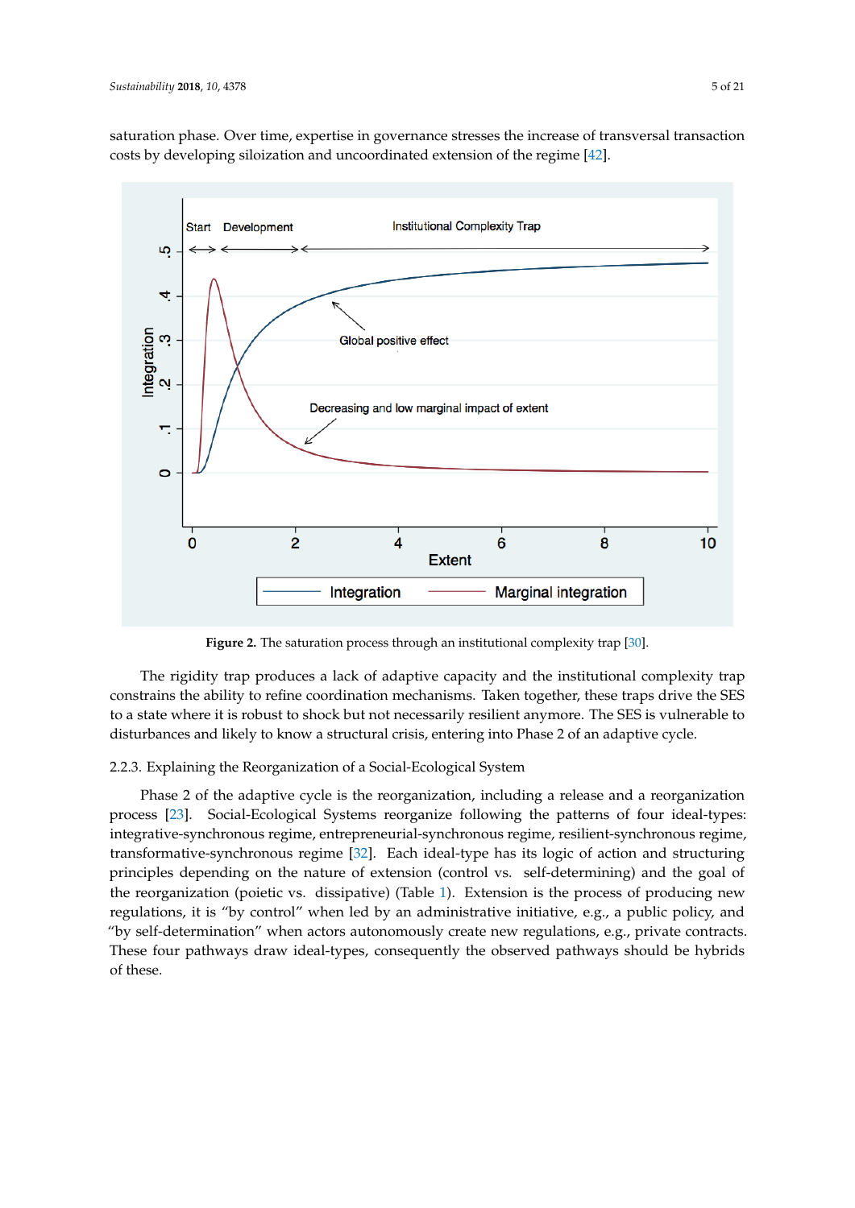saturation phase. Over time, expertise in governance stresses the increase of transversal transaction costs by developing siloization and uncoordinated extension of the regime [42].

**Figure 2.** The saturation process through an institutional complexity trap [30].

The rigidity trap produces a lack of adaptive capacity and the institutional complexity trap constrains the ability to refine coordination mechanisms. Taken together, these traps drive the SES to a state where it is robust to shock but not necessarily resilient anymore. The SES is vulnerable to disturbances and likely to know a structural crisis, entering into Phase 2 of an adaptive cycle.

### 2.2.3. Explaining the Reorganization of a Social-Ecological System

Phase 2 of the adaptive cycle is the reorganization, including a release and a reorganization process [23]. Social-Ecological Systems reorganize following the patterns of four ideal-types: integrative-synchronous regime, entrepreneurial-synchronous regime, resilient-synchronous regime, transformative-synchronous regime [32]. Each ideal-type has its logic of action and structuring principles depending on the nature of extension (control vs. self-determining) and the goal of the reorganization (poietic vs. dissipative) (Table 1). Extension is the process of producing new regulations, it is "by control" when led by an administrative initiative, e.g., a public policy, and "by self-determination" when actors autonomously create new regulations, e.g., private contracts. These four pathways draw ideal-types, consequently the observed pathways should be hybrids of these.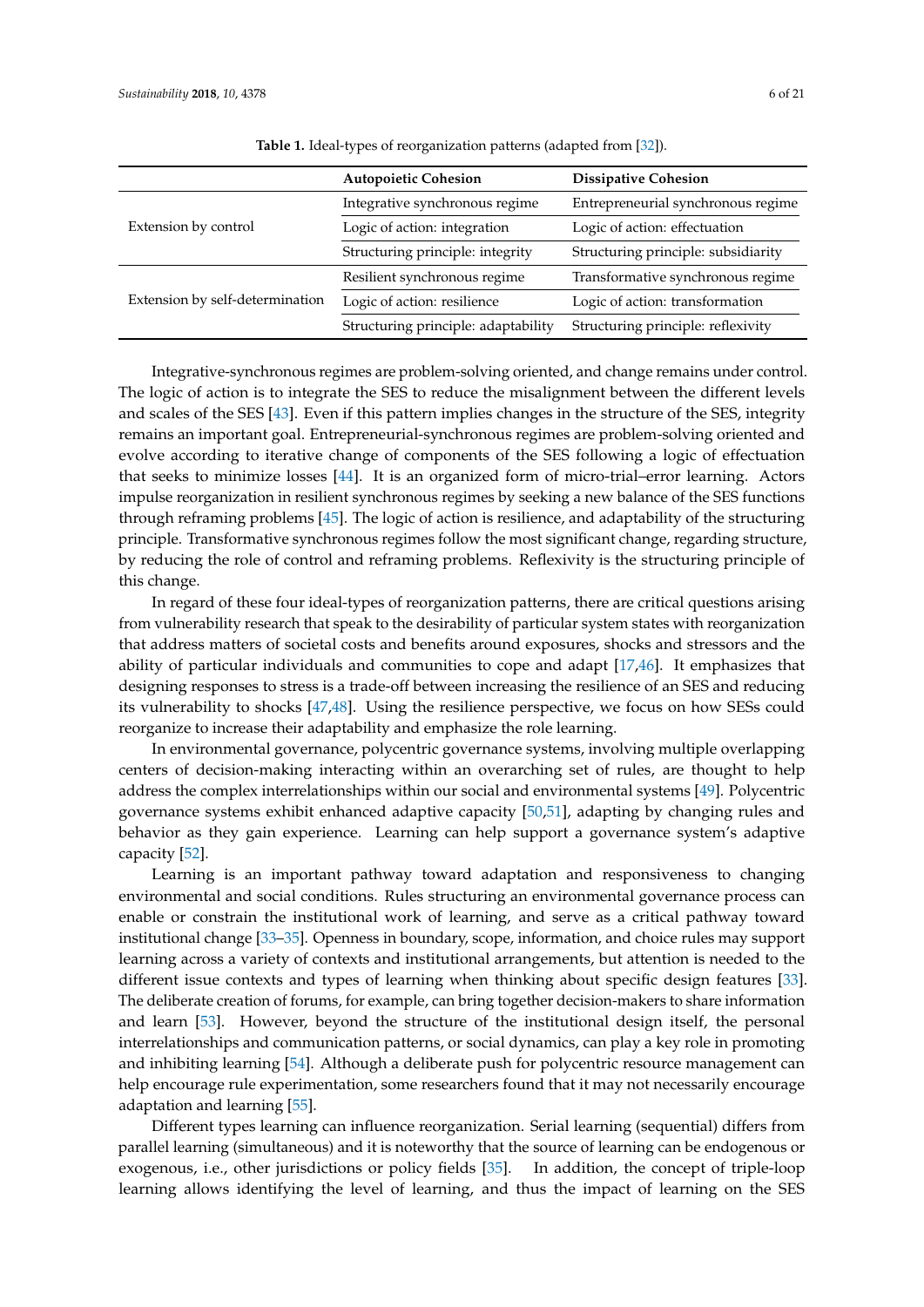**Table 1.** Ideal-types of reorganization patterns (adapted from [32]).

| | Autopoietic Cohesion | Dissipative Cohesion |
|---|---|---|
| Extension by control | Integrative synchronous regime | Entrepreneurial synchronous regime |
| | Logic of action: integration | Logic of action: effectuation |
| | Structuring principle: integrity | Structuring principle: subsidiarity |
| Extension by self-determination | Resilient synchronous regime | Transformative synchronous regime |
| | Logic of action: resilience | Logic of action: transformation |
| | Structuring principle: adaptability | Structuring principle: reflexivity |

Integrative-synchronous regimes are problem-solving oriented, and change remains under control. The logic of action is to integrate the SES to reduce the misalignment between the different levels and scales of the SES [43]. Even if this pattern implies changes in the structure of the SES, integrity remains an important goal. Entrepreneurial-synchronous regimes are problem-solving oriented and evolve according to iterative change of components of the SES following a logic of effectuation that seeks to minimize losses [44]. It is an organized form of micro-trial–error learning. Actors impulse reorganization in resilient synchronous regimes by seeking a new balance of the SES functions through reframing problems [45]. The logic of action is resilience, and adaptability of the structuring principle. Transformative synchronous regimes follow the most significant change, regarding structure, by reducing the role of control and reframing problems. Reflexivity is the structuring principle of this change.

In regard of these four ideal-types of reorganization patterns, there are critical questions arising from vulnerability research that speak to the desirability of particular system states with reorganization that address matters of societal costs and benefits around exposures, shocks and stressors and the ability of particular individuals and communities to cope and adapt [17,46]. It emphasizes that designing responses to stress is a trade-off between increasing the resilience of an SES and reducing its vulnerability to shocks [47,48]. Using the resilience perspective, we focus on how SESs could reorganize to increase their adaptability and emphasize the role learning.

In environmental governance, polycentric governance systems, involving multiple overlapping centers of decision-making interacting within an overarching set of rules, are thought to help address the complex interrelationships within our social and environmental systems [49]. Polycentric governance systems exhibit enhanced adaptive capacity [50,51], adapting by changing rules and behavior as they gain experience. Learning can help support a governance system's adaptive capacity [52].

Learning is an important pathway toward adaptation and responsiveness to changing environmental and social conditions. Rules structuring an environmental governance process can enable or constrain the institutional work of learning, and serve as a critical pathway toward institutional change [33–35]. Openness in boundary, scope, information, and choice rules may support learning across a variety of contexts and institutional arrangements, but attention is needed to the different issue contexts and types of learning when thinking about specific design features [33]. The deliberate creation of forums, for example, can bring together decision-makers to share information and learn [53]. However, beyond the structure of the institutional design itself, the personal interrelationships and communication patterns, or social dynamics, can play a key role in promoting and inhibiting learning [54]. Although a deliberate push for polycentric resource management can help encourage rule experimentation, some researchers found that it may not necessarily encourage adaptation and learning [55].

Different types learning can influence reorganization. Serial learning (sequential) differs from parallel learning (simultaneous) and it is noteworthy that the source of learning can be endogenous or exogenous, i.e., other jurisdictions or policy fields [35]. In addition, the concept of triple-loop learning allows identifying the level of learning, and thus the impact of learning on the SES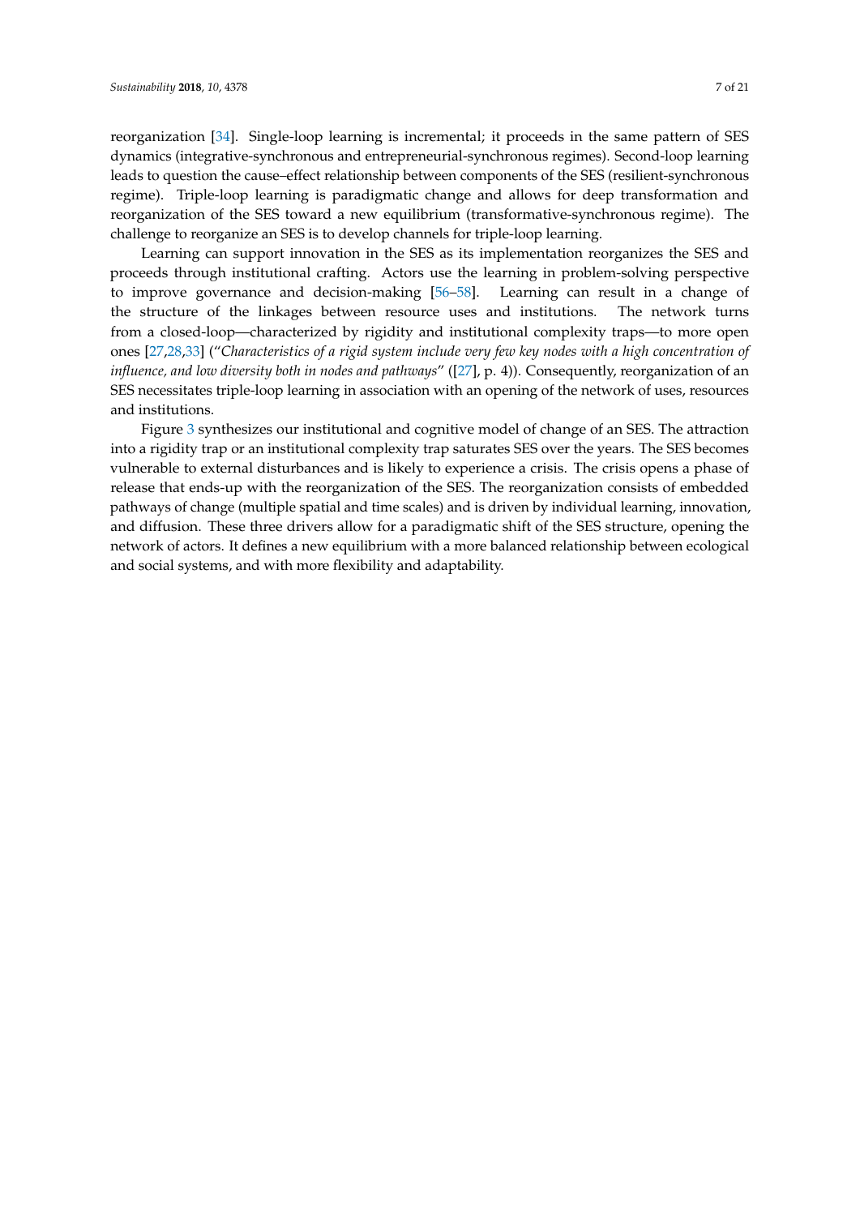reorganization [34]. Single-loop learning is incremental; it proceeds in the same pattern of SES dynamics (integrative-synchronous and entrepreneurial-synchronous regimes). Second-loop learning leads to question the cause–effect relationship between components of the SES (resilient-synchronous regime). Triple-loop learning is paradigmatic change and allows for deep transformation and reorganization of the SES toward a new equilibrium (transformative-synchronous regime). The challenge to reorganize an SES is to develop channels for triple-loop learning.

Learning can support innovation in the SES as its implementation reorganizes the SES and proceeds through institutional crafting. Actors use the learning in problem-solving perspective to improve governance and decision-making [56–58]. Learning can result in a change of the structure of the linkages between resource uses and institutions. The network turns from a closed-loop—characterized by rigidity and institutional complexity traps—to more open ones [27,28,33] ("*Characteristics of a rigid system include very few key nodes with a high concentration of influence, and low diversity both in nodes and pathways*" ([27], p. 4)). Consequently, reorganization of an SES necessitates triple-loop learning in association with an opening of the network of uses, resources and institutions.

Figure 3 synthesizes our institutional and cognitive model of change of an SES. The attraction into a rigidity trap or an institutional complexity trap saturates SES over the years. The SES becomes vulnerable to external disturbances and is likely to experience a crisis. The crisis opens a phase of release that ends-up with the reorganization of the SES. The reorganization consists of embedded pathways of change (multiple spatial and time scales) and is driven by individual learning, innovation, and diffusion. These three drivers allow for a paradigmatic shift of the SES structure, opening the network of actors. It defines a new equilibrium with a more balanced relationship between ecological and social systems, and with more flexibility and adaptability.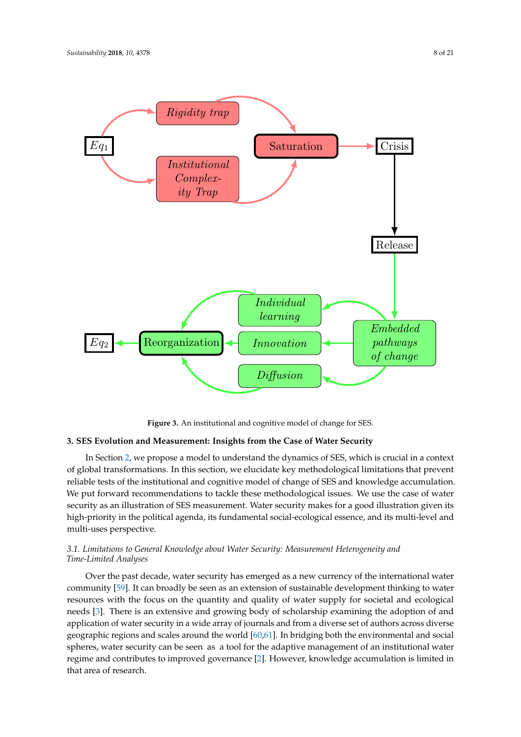Figure 3. An institutional and cognitive model of change for SES.

## 3. SES Evolution and Measurement: Insights from the Case of Water Security

In Section 2, we propose a model to understand the dynamics of SES, which is crucial in a context of global transformations. In this section, we elucidate key methodological limitations that prevent reliable tests of the institutional and cognitive model of change of SES and knowledge accumulation. We put forward recommendations to tackle these methodological issues. We use the case of water security as an illustration of SES measurement. Water security makes for a good illustration given its high-priority in the political agenda, its fundamental social-ecological essence, and its multi-level and multi-uses perspective.

### 3.1. Limitations to General Knowledge about Water Security: Measurement Heterogeneity and Time-Limited Analyses

Over the past decade, water security has emerged as a new currency of the international water community [59]. It can broadly be seen as an extension of sustainable development thinking to water resources with the focus on the quantity and quality of water supply for societal and ecological needs [3]. There is an extensive and growing body of scholarship examining the adoption of and application of water security in a wide array of journals and from a diverse set of authors across diverse geographic regions and scales around the world [60,61]. In bridging both the environmental and social spheres, water security can be seen as a tool for the adaptive management of an institutional water regime and contributes to improved governance [2]. However, knowledge accumulation is limited in that area of research.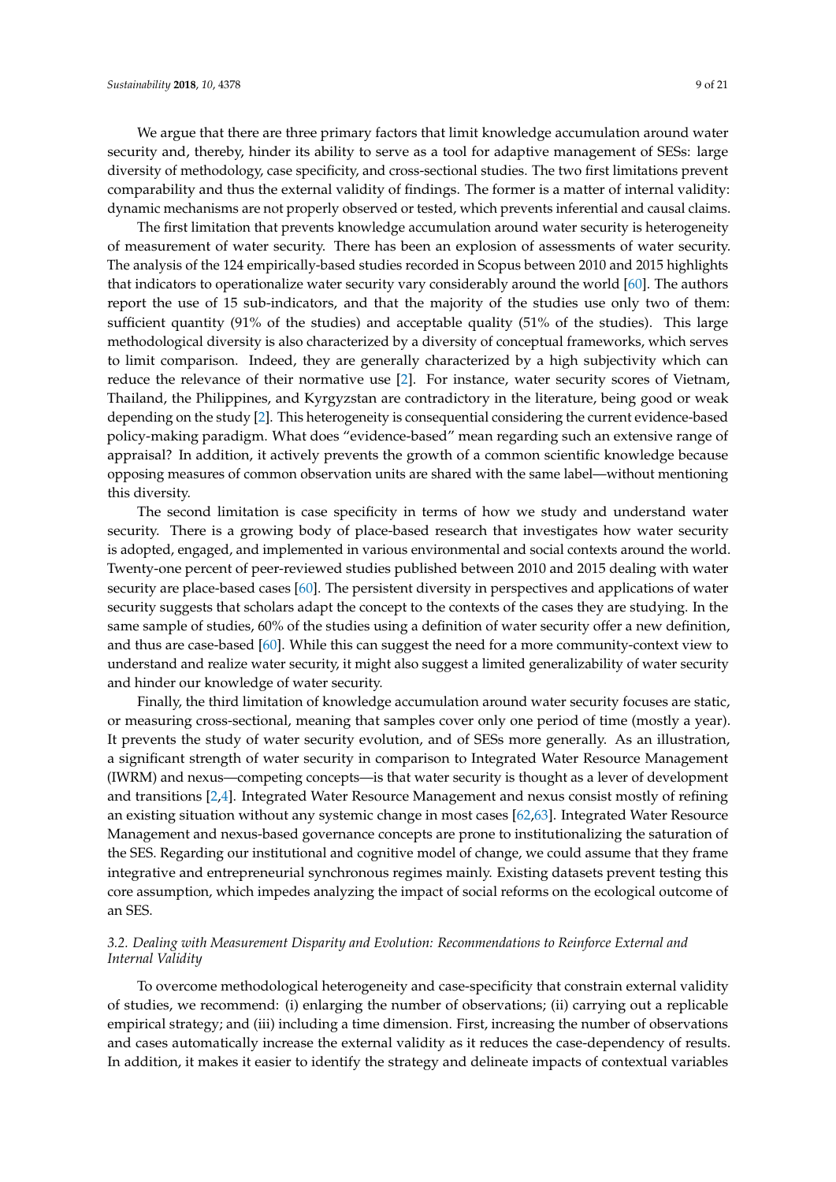We argue that there are three primary factors that limit knowledge accumulation around water security and, thereby, hinder its ability to serve as a tool for adaptive management of SESs: large diversity of methodology, case specificity, and cross-sectional studies. The two first limitations prevent comparability and thus the external validity of findings. The former is a matter of internal validity: dynamic mechanisms are not properly observed or tested, which prevents inferential and causal claims.

The first limitation that prevents knowledge accumulation around water security is heterogeneity of measurement of water security. There has been an explosion of assessments of water security. The analysis of the 124 empirically-based studies recorded in Scopus between 2010 and 2015 highlights that indicators to operationalize water security vary considerably around the world [60]. The authors report the use of 15 sub-indicators, and that the majority of the studies use only two of them: sufficient quantity (91% of the studies) and acceptable quality (51% of the studies). This large methodological diversity is also characterized by a diversity of conceptual frameworks, which serves to limit comparison. Indeed, they are generally characterized by a high subjectivity which can reduce the relevance of their normative use [2]. For instance, water security scores of Vietnam, Thailand, the Philippines, and Kyrgyzstan are contradictory in the literature, being good or weak depending on the study [2]. This heterogeneity is consequential considering the current evidence-based policy-making paradigm. What does "evidence-based" mean regarding such an extensive range of appraisal? In addition, it actively prevents the growth of a common scientific knowledge because opposing measures of common observation units are shared with the same label—without mentioning this diversity.

The second limitation is case specificity in terms of how we study and understand water security. There is a growing body of place-based research that investigates how water security is adopted, engaged, and implemented in various environmental and social contexts around the world. Twenty-one percent of peer-reviewed studies published between 2010 and 2015 dealing with water security are place-based cases [60]. The persistent diversity in perspectives and applications of water security suggests that scholars adapt the concept to the contexts of the cases they are studying. In the same sample of studies, 60% of the studies using a definition of water security offer a new definition, and thus are case-based [60]. While this can suggest the need for a more community-context view to understand and realize water security, it might also suggest a limited generalizability of water security and hinder our knowledge of water security.

Finally, the third limitation of knowledge accumulation around water security focuses are static, or measuring cross-sectional, meaning that samples cover only one period of time (mostly a year). It prevents the study of water security evolution, and of SESs more generally. As an illustration, a significant strength of water security in comparison to Integrated Water Resource Management (IWRM) and nexus—competing concepts—is that water security is thought as a lever of development and transitions [2,4]. Integrated Water Resource Management and nexus consist mostly of refining an existing situation without any systemic change in most cases [62,63]. Integrated Water Resource Management and nexus-based governance concepts are prone to institutionalizing the saturation of the SES. Regarding our institutional and cognitive model of change, we could assume that they frame integrative and entrepreneurial synchronous regimes mainly. Existing datasets prevent testing this core assumption, which impedes analyzing the impact of social reforms on the ecological outcome of an SES.

### *3.2. Dealing with Measurement Disparity and Evolution: Recommendations to Reinforce External and Internal Validity*

To overcome methodological heterogeneity and case-specificity that constrain external validity of studies, we recommend: (i) enlarging the number of observations; (ii) carrying out a replicable empirical strategy; and (iii) including a time dimension. First, increasing the number of observations and cases automatically increase the external validity as it reduces the case-dependency of results. In addition, it makes it easier to identify the strategy and delineate impacts of contextual variables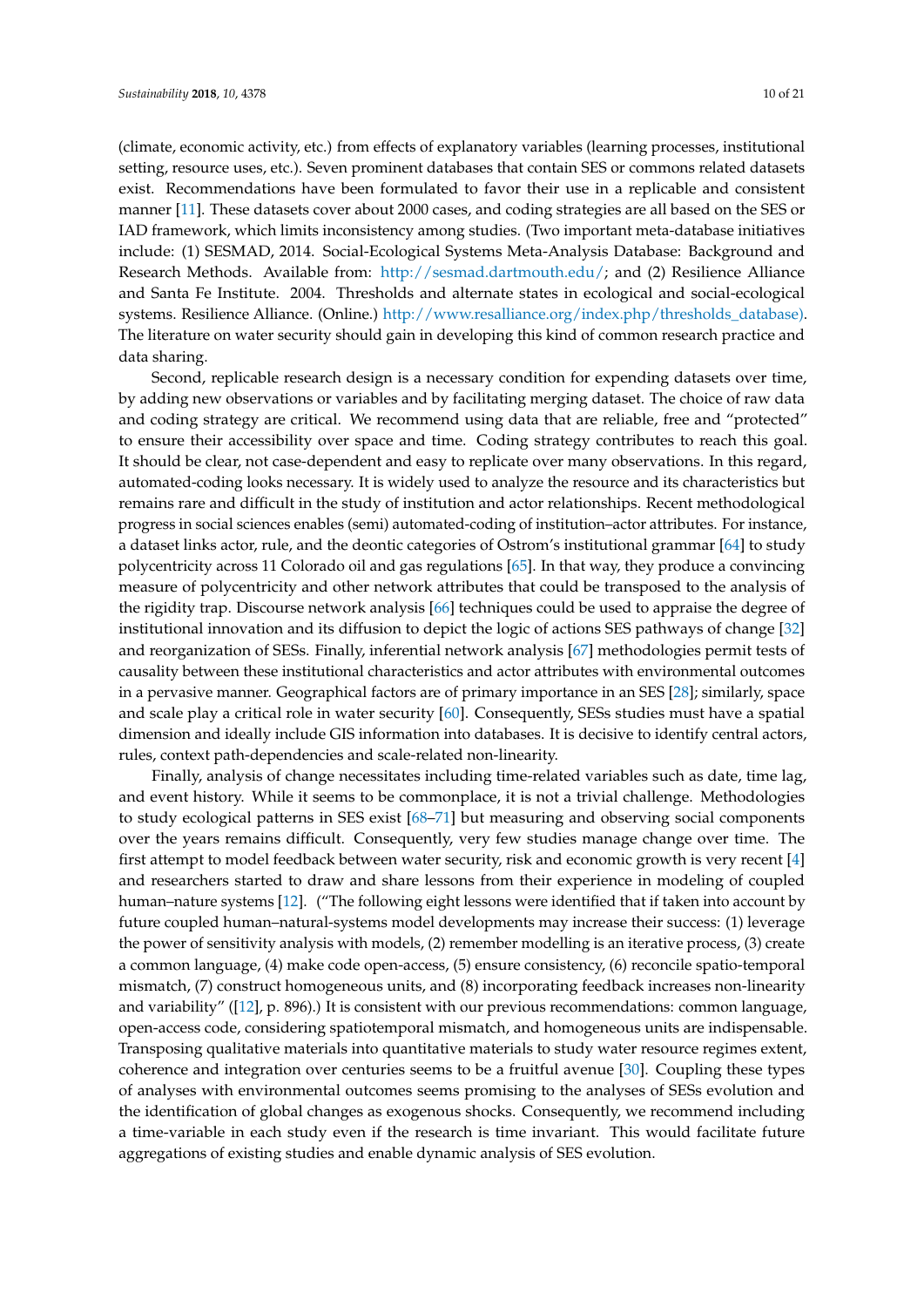(climate, economic activity, etc.) from effects of explanatory variables (learning processes, institutional setting, resource uses, etc.). Seven prominent databases that contain SES or commons related datasets exist. Recommendations have been formulated to favor their use in a replicable and consistent manner [11]. These datasets cover about 2000 cases, and coding strategies are all based on the SES or IAD framework, which limits inconsistency among studies. (Two important meta-database initiatives include: (1) SESMAD, 2014. Social-Ecological Systems Meta-Analysis Database: Background and Research Methods. Available from: http://sesmad.dartmouth.edu/; and (2) Resilience Alliance and Santa Fe Institute. 2004. Thresholds and alternate states in ecological and social-ecological systems. Resilience Alliance. (Online.) http://www.resalliance.org/index.php/thresholds_database). The literature on water security should gain in developing this kind of common research practice and data sharing.

Second, replicable research design is a necessary condition for expending datasets over time, by adding new observations or variables and by facilitating merging dataset. The choice of raw data and coding strategy are critical. We recommend using data that are reliable, free and "protected" to ensure their accessibility over space and time. Coding strategy contributes to reach this goal. It should be clear, not case-dependent and easy to replicate over many observations. In this regard, automated-coding looks necessary. It is widely used to analyze the resource and its characteristics but remains rare and difficult in the study of institution and actor relationships. Recent methodological progress in social sciences enables (semi) automated-coding of institution–actor attributes. For instance, a dataset links actor, rule, and the deontic categories of Ostrom's institutional grammar [64] to study polycentricity across 11 Colorado oil and gas regulations [65]. In that way, they produce a convincing measure of polycentricity and other network attributes that could be transposed to the analysis of the rigidity trap. Discourse network analysis [66] techniques could be used to appraise the degree of institutional innovation and its diffusion to depict the logic of actions SES pathways of change [32] and reorganization of SESs. Finally, inferential network analysis [67] methodologies permit tests of causality between these institutional characteristics and actor attributes with environmental outcomes in a pervasive manner. Geographical factors are of primary importance in an SES [28]; similarly, space and scale play a critical role in water security [60]. Consequently, SESs studies must have a spatial dimension and ideally include GIS information into databases. It is decisive to identify central actors, rules, context path-dependencies and scale-related non-linearity.

Finally, analysis of change necessitates including time-related variables such as date, time lag, and event history. While it seems to be commonplace, it is not a trivial challenge. Methodologies to study ecological patterns in SES exist [68–71] but measuring and observing social components over the years remains difficult. Consequently, very few studies manage change over time. The first attempt to model feedback between water security, risk and economic growth is very recent [4] and researchers started to draw and share lessons from their experience in modeling of coupled human–nature systems [12]. ("The following eight lessons were identified that if taken into account by future coupled human–natural-systems model developments may increase their success: (1) leverage the power of sensitivity analysis with models, (2) remember modelling is an iterative process, (3) create a common language, (4) make code open-access, (5) ensure consistency, (6) reconcile spatio-temporal mismatch, (7) construct homogeneous units, and (8) incorporating feedback increases non-linearity and variability" ([12], p. 896).) It is consistent with our previous recommendations: common language, open-access code, considering spatiotemporal mismatch, and homogeneous units are indispensable. Transposing qualitative materials into quantitative materials to study water resource regimes extent, coherence and integration over centuries seems to be a fruitful avenue [30]. Coupling these types of analyses with environmental outcomes seems promising to the analyses of SESs evolution and the identification of global changes as exogenous shocks. Consequently, we recommend including a time-variable in each study even if the research is time invariant. This would facilitate future aggregations of existing studies and enable dynamic analysis of SES evolution.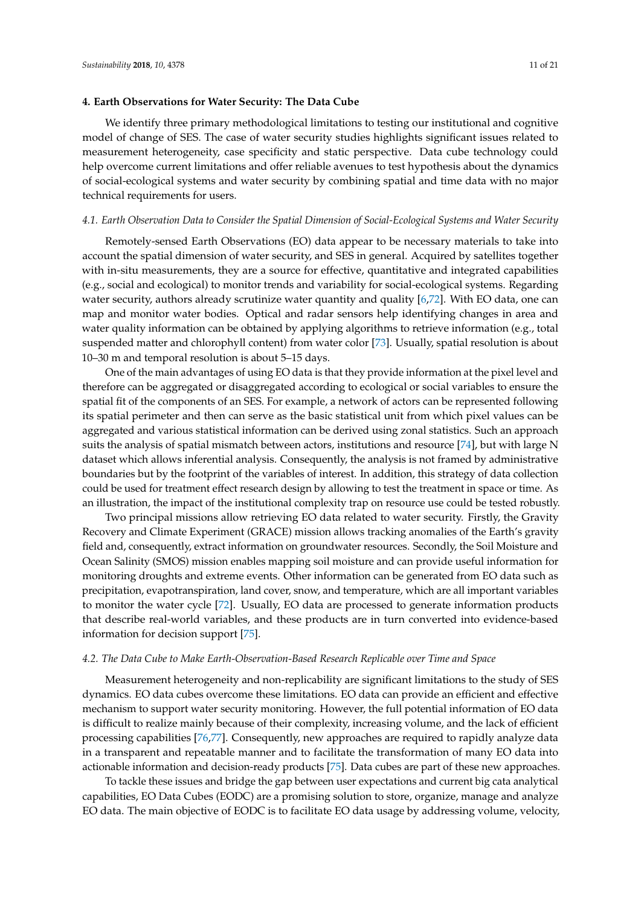## 4. Earth Observations for Water Security: The Data Cube

We identify three primary methodological limitations to testing our institutional and cognitive model of change of SES. The case of water security studies highlights significant issues related to measurement heterogeneity, case specificity and static perspective. Data cube technology could help overcome current limitations and offer reliable avenues to test hypothesis about the dynamics of social-ecological systems and water security by combining spatial and time data with no major technical requirements for users.

### *4.1. Earth Observation Data to Consider the Spatial Dimension of Social-Ecological Systems and Water Security*

Remotely-sensed Earth Observations (EO) data appear to be necessary materials to take into account the spatial dimension of water security, and SES in general. Acquired by satellites together with in-situ measurements, they are a source for effective, quantitative and integrated capabilities (e.g., social and ecological) to monitor trends and variability for social-ecological systems. Regarding water security, authors already scrutinize water quantity and quality [6,72]. With EO data, one can map and monitor water bodies. Optical and radar sensors help identifying changes in area and water quality information can be obtained by applying algorithms to retrieve information (e.g., total suspended matter and chlorophyll content) from water color [73]. Usually, spatial resolution is about 10–30 m and temporal resolution is about 5–15 days.

One of the main advantages of using EO data is that they provide information at the pixel level and therefore can be aggregated or disaggregated according to ecological or social variables to ensure the spatial fit of the components of an SES. For example, a network of actors can be represented following its spatial perimeter and then can serve as the basic statistical unit from which pixel values can be aggregated and various statistical information can be derived using zonal statistics. Such an approach suits the analysis of spatial mismatch between actors, institutions and resource [74], but with large N dataset which allows inferential analysis. Consequently, the analysis is not framed by administrative boundaries but by the footprint of the variables of interest. In addition, this strategy of data collection could be used for treatment effect research design by allowing to test the treatment in space or time. As an illustration, the impact of the institutional complexity trap on resource use could be tested robustly.

Two principal missions allow retrieving EO data related to water security. Firstly, the Gravity Recovery and Climate Experiment (GRACE) mission allows tracking anomalies of the Earth's gravity field and, consequently, extract information on groundwater resources. Secondly, the Soil Moisture and Ocean Salinity (SMOS) mission enables mapping soil moisture and can provide useful information for monitoring droughts and extreme events. Other information can be generated from EO data such as precipitation, evapotranspiration, land cover, snow, and temperature, which are all important variables to monitor the water cycle [72]. Usually, EO data are processed to generate information products that describe real-world variables, and these products are in turn converted into evidence-based information for decision support [75].

### *4.2. The Data Cube to Make Earth-Observation-Based Research Replicable over Time and Space*

Measurement heterogeneity and non-replicability are significant limitations to the study of SES dynamics. EO data cubes overcome these limitations. EO data can provide an efficient and effective mechanism to support water security monitoring. However, the full potential information of EO data is difficult to realize mainly because of their complexity, increasing volume, and the lack of efficient processing capabilities [76,77]. Consequently, new approaches are required to rapidly analyze data in a transparent and repeatable manner and to facilitate the transformation of many EO data into actionable information and decision-ready products [75]. Data cubes are part of these new approaches.

To tackle these issues and bridge the gap between user expectations and current big cata analytical capabilities, EO Data Cubes (EODC) are a promising solution to store, organize, manage and analyze EO data. The main objective of EODC is to facilitate EO data usage by addressing volume, velocity,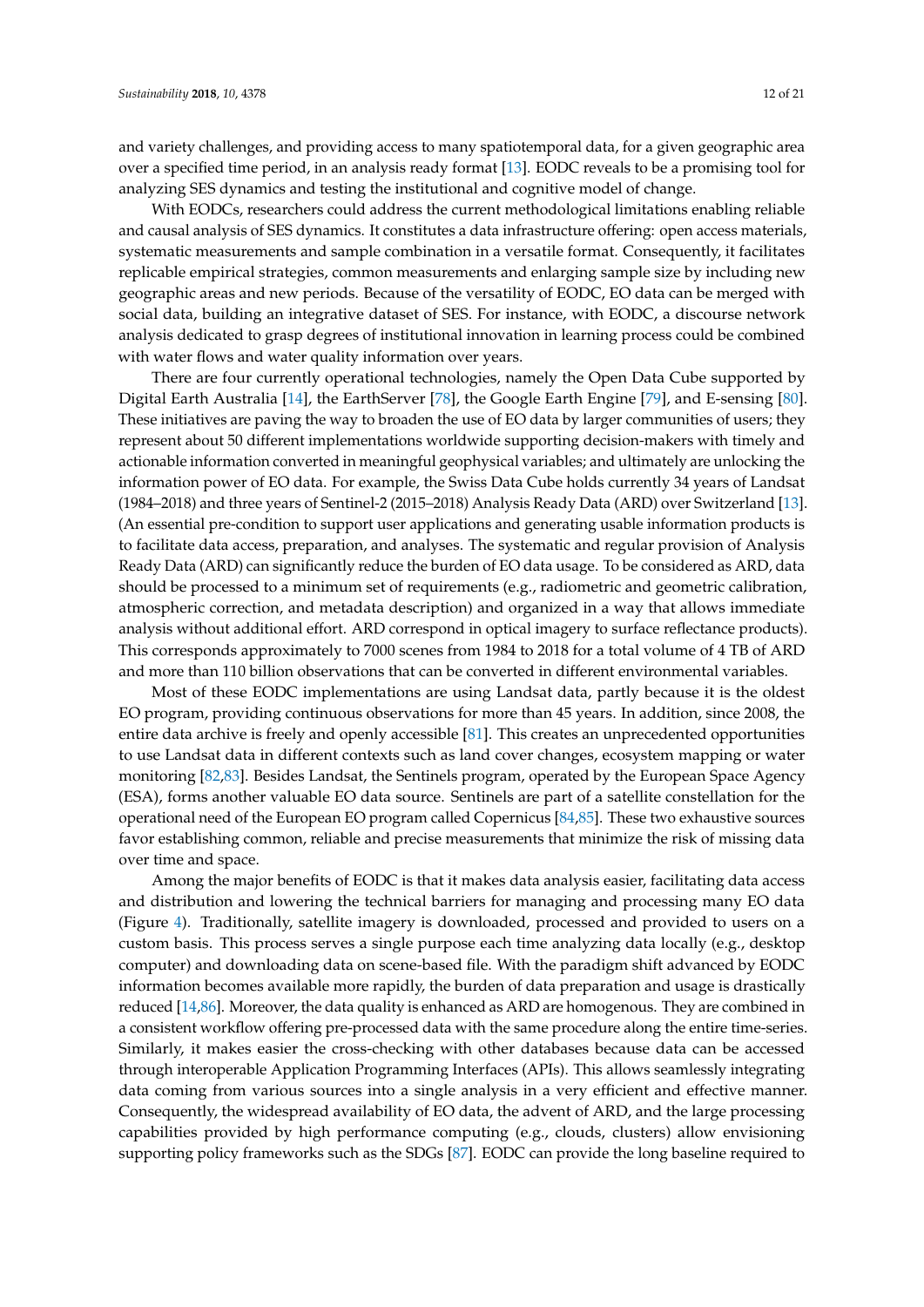and variety challenges, and providing access to many spatiotemporal data, for a given geographic area over a specified time period, in an analysis ready format [13]. EODC reveals to be a promising tool for analyzing SES dynamics and testing the institutional and cognitive model of change.

With EODCs, researchers could address the current methodological limitations enabling reliable and causal analysis of SES dynamics. It constitutes a data infrastructure offering: open access materials, systematic measurements and sample combination in a versatile format. Consequently, it facilitates replicable empirical strategies, common measurements and enlarging sample size by including new geographic areas and new periods. Because of the versatility of EODC, EO data can be merged with social data, building an integrative dataset of SES. For instance, with EODC, a discourse network analysis dedicated to grasp degrees of institutional innovation in learning process could be combined with water flows and water quality information over years.

There are four currently operational technologies, namely the Open Data Cube supported by Digital Earth Australia [14], the EarthServer [78], the Google Earth Engine [79], and E-sensing [80]. These initiatives are paving the way to broaden the use of EO data by larger communities of users; they represent about 50 different implementations worldwide supporting decision-makers with timely and actionable information converted in meaningful geophysical variables; and ultimately are unlocking the information power of EO data. For example, the Swiss Data Cube holds currently 34 years of Landsat (1984–2018) and three years of Sentinel-2 (2015–2018) Analysis Ready Data (ARD) over Switzerland [13]. (An essential pre-condition to support user applications and generating usable information products is to facilitate data access, preparation, and analyses. The systematic and regular provision of Analysis Ready Data (ARD) can significantly reduce the burden of EO data usage. To be considered as ARD, data should be processed to a minimum set of requirements (e.g., radiometric and geometric calibration, atmospheric correction, and metadata description) and organized in a way that allows immediate analysis without additional effort. ARD correspond in optical imagery to surface reflectance products). This corresponds approximately to 7000 scenes from 1984 to 2018 for a total volume of 4 TB of ARD and more than 110 billion observations that can be converted in different environmental variables.

Most of these EODC implementations are using Landsat data, partly because it is the oldest EO program, providing continuous observations for more than 45 years. In addition, since 2008, the entire data archive is freely and openly accessible [81]. This creates an unprecedented opportunities to use Landsat data in different contexts such as land cover changes, ecosystem mapping or water monitoring [82,83]. Besides Landsat, the Sentinels program, operated by the European Space Agency (ESA), forms another valuable EO data source. Sentinels are part of a satellite constellation for the operational need of the European EO program called Copernicus [84,85]. These two exhaustive sources favor establishing common, reliable and precise measurements that minimize the risk of missing data over time and space.

Among the major benefits of EODC is that it makes data analysis easier, facilitating data access and distribution and lowering the technical barriers for managing and processing many EO data (Figure 4). Traditionally, satellite imagery is downloaded, processed and provided to users on a custom basis. This process serves a single purpose each time analyzing data locally (e.g., desktop computer) and downloading data on scene-based file. With the paradigm shift advanced by EODC information becomes available more rapidly, the burden of data preparation and usage is drastically reduced [14,86]. Moreover, the data quality is enhanced as ARD are homogenous. They are combined in a consistent workflow offering pre-processed data with the same procedure along the entire time-series. Similarly, it makes easier the cross-checking with other databases because data can be accessed through interoperable Application Programming Interfaces (APIs). This allows seamlessly integrating data coming from various sources into a single analysis in a very efficient and effective manner. Consequently, the widespread availability of EO data, the advent of ARD, and the large processing capabilities provided by high performance computing (e.g., clouds, clusters) allow envisioning supporting policy frameworks such as the SDGs [87]. EODC can provide the long baseline required to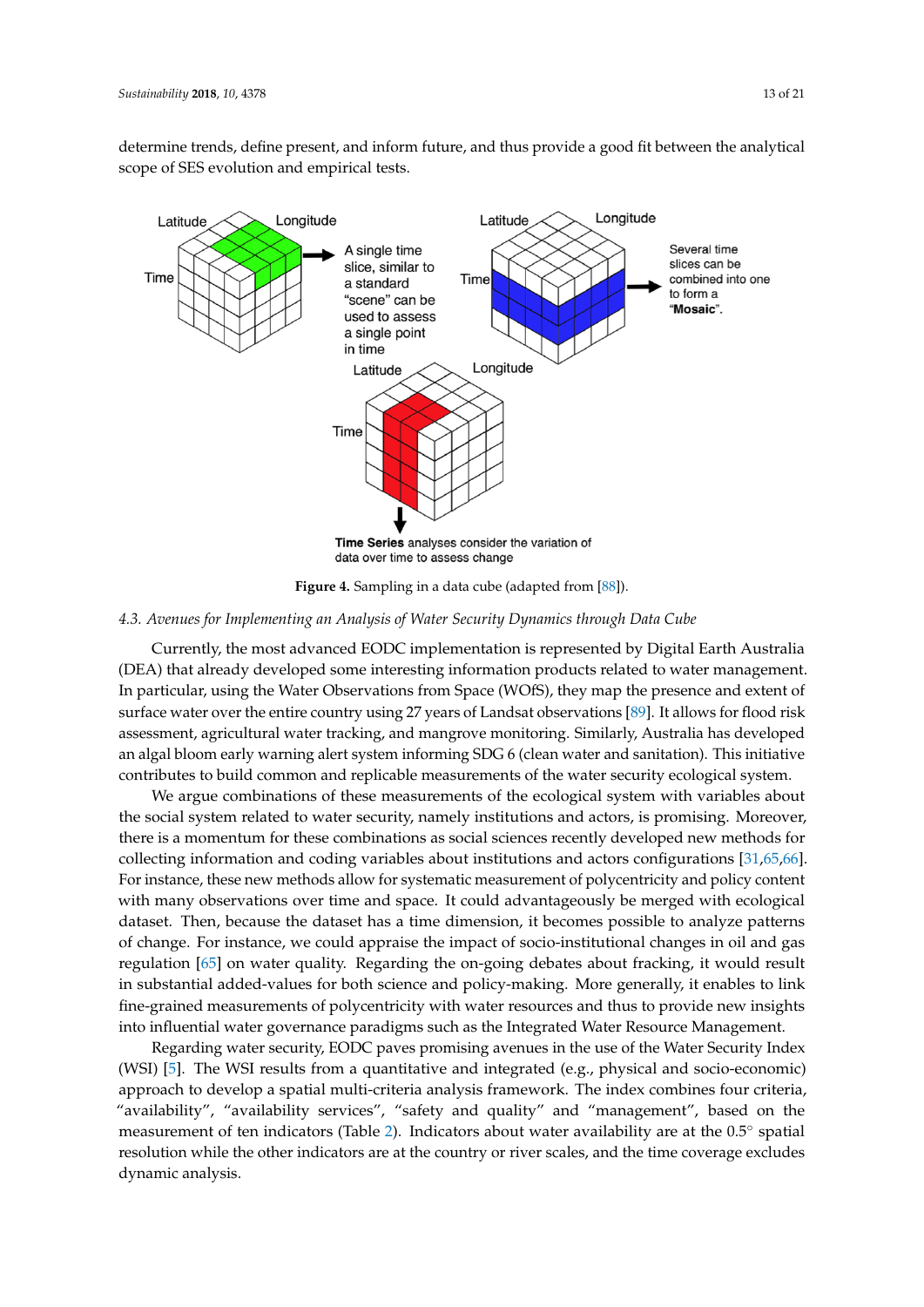determine trends, define present, and inform future, and thus provide a good fit between the analytical scope of SES evolution and empirical tests.

Figure 4. Sampling in a data cube (adapted from [88]).

### 4.3. Avenues for Implementing an Analysis of Water Security Dynamics through Data Cube

Currently, the most advanced EODC implementation is represented by Digital Earth Australia (DEA) that already developed some interesting information products related to water management. In particular, using the Water Observations from Space (WOfS), they map the presence and extent of surface water over the entire country using 27 years of Landsat observations [89]. It allows for flood risk assessment, agricultural water tracking, and mangrove monitoring. Similarly, Australia has developed an algal bloom early warning alert system informing SDG 6 (clean water and sanitation). This initiative contributes to build common and replicable measurements of the water security ecological system.

We argue combinations of these measurements of the ecological system with variables about the social system related to water security, namely institutions and actors, is promising. Moreover, there is a momentum for these combinations as social sciences recently developed new methods for collecting information and coding variables about institutions and actors configurations [31,65,66]. For instance, these new methods allow for systematic measurement of polycentricity and policy content with many observations over time and space. It could advantageously be merged with ecological dataset. Then, because the dataset has a time dimension, it becomes possible to analyze patterns of change. For instance, we could appraise the impact of socio-institutional changes in oil and gas regulation [65] on water quality. Regarding the on-going debates about fracking, it would result in substantial added-values for both science and policy-making. More generally, it enables to link fine-grained measurements of polycentricity with water resources and thus to provide new insights into influential water governance paradigms such as the Integrated Water Resource Management.

Regarding water security, EODC paves promising avenues in the use of the Water Security Index (WSI) [5]. The WSI results from a quantitative and integrated (e.g., physical and socio-economic) approach to develop a spatial multi-criteria analysis framework. The index combines four criteria, "availability", "availability services", "safety and quality" and "management", based on the measurement of ten indicators (Table 2). Indicators about water availability are at the 0.5° spatial resolution while the other indicators are at the country or river scales, and the time coverage excludes dynamic analysis.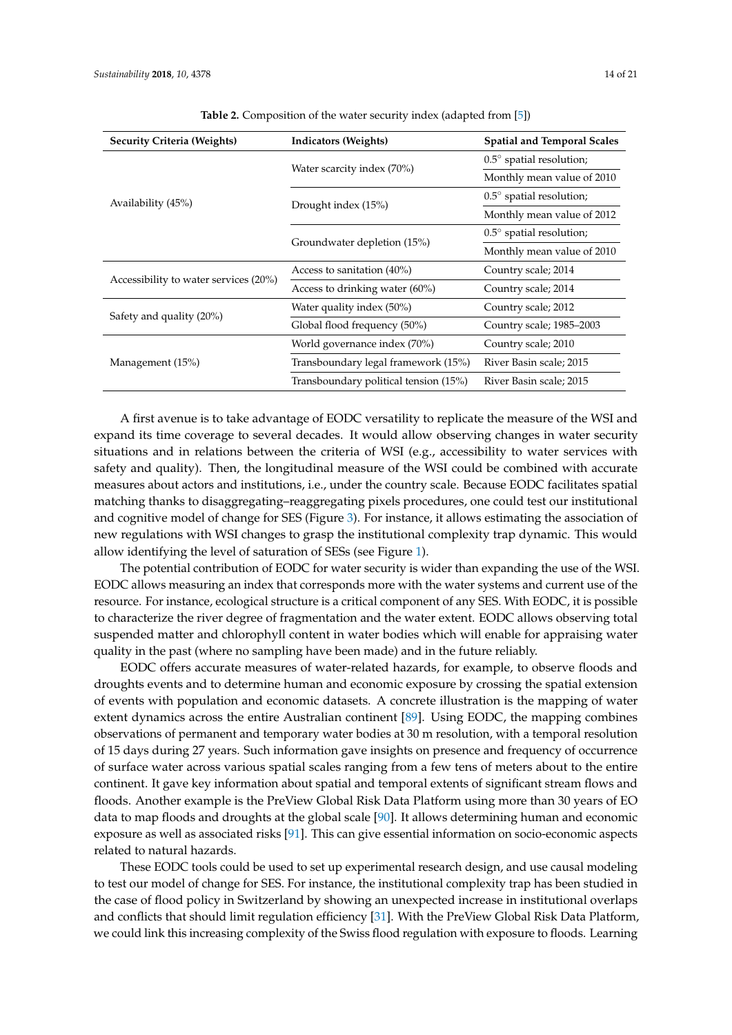**Table 2.** Composition of the water security index (adapted from [5])

| Security Criteria (Weights) | Indicators (Weights) | Spatial and Temporal Scales |
|---|---|---|
| Availability (45%) | Water scarcity index (70%) | 0.5° spatial resolution; |
| | | Monthly mean value of 2010 |
| | Drought index (15%) | 0.5° spatial resolution; |
| | | Monthly mean value of 2012 |
| | Groundwater depletion (15%) | 0.5° spatial resolution; |
| | | Monthly mean value of 2010 |
| Accessibility to water services (20%) | Access to sanitation (40%) | Country scale; 2014 |
| | Access to drinking water (60%) | Country scale; 2014 |
| Safety and quality (20%) | Water quality index (50%) | Country scale; 2012 |
| | Global flood frequency (50%) | Country scale; 1985–2003 |
| Management (15%) | World governance index (70%) | Country scale; 2010 |
| | Transboundary legal framework (15%) | River Basin scale; 2015 |
| | Transboundary political tension (15%) | River Basin scale; 2015 |

A first avenue is to take advantage of EODC versatility to replicate the measure of the WSI and expand its time coverage to several decades. It would allow observing changes in water security situations and in relations between the criteria of WSI (e.g., accessibility to water services with safety and quality). Then, the longitudinal measure of the WSI could be combined with accurate measures about actors and institutions, i.e., under the country scale. Because EODC facilitates spatial matching thanks to disaggregating–reaggregating pixels procedures, one could test our institutional and cognitive model of change for SES (Figure 3). For instance, it allows estimating the association of new regulations with WSI changes to grasp the institutional complexity trap dynamic. This would allow identifying the level of saturation of SESs (see Figure 1).

The potential contribution of EODC for water security is wider than expanding the use of the WSI. EODC allows measuring an index that corresponds more with the water systems and current use of the resource. For instance, ecological structure is a critical component of any SES. With EODC, it is possible to characterize the river degree of fragmentation and the water extent. EODC allows observing total suspended matter and chlorophyll content in water bodies which will enable for appraising water quality in the past (where no sampling have been made) and in the future reliably.

EODC offers accurate measures of water-related hazards, for example, to observe floods and droughts events and to determine human and economic exposure by crossing the spatial extension of events with population and economic datasets. A concrete illustration is the mapping of water extent dynamics across the entire Australian continent [89]. Using EODC, the mapping combines observations of permanent and temporary water bodies at 30 m resolution, with a temporal resolution of 15 days during 27 years. Such information gave insights on presence and frequency of occurrence of surface water across various spatial scales ranging from a few tens of meters about to the entire continent. It gave key information about spatial and temporal extents of significant stream flows and floods. Another example is the PreView Global Risk Data Platform using more than 30 years of EO data to map floods and droughts at the global scale [90]. It allows determining human and economic exposure as well as associated risks [91]. This can give essential information on socio-economic aspects related to natural hazards.

These EODC tools could be used to set up experimental research design, and use causal modeling to test our model of change for SES. For instance, the institutional complexity trap has been studied in the case of flood policy in Switzerland by showing an unexpected increase in institutional overlaps and conflicts that should limit regulation efficiency [31]. With the PreView Global Risk Data Platform, we could link this increasing complexity of the Swiss flood regulation with exposure to floods. Learning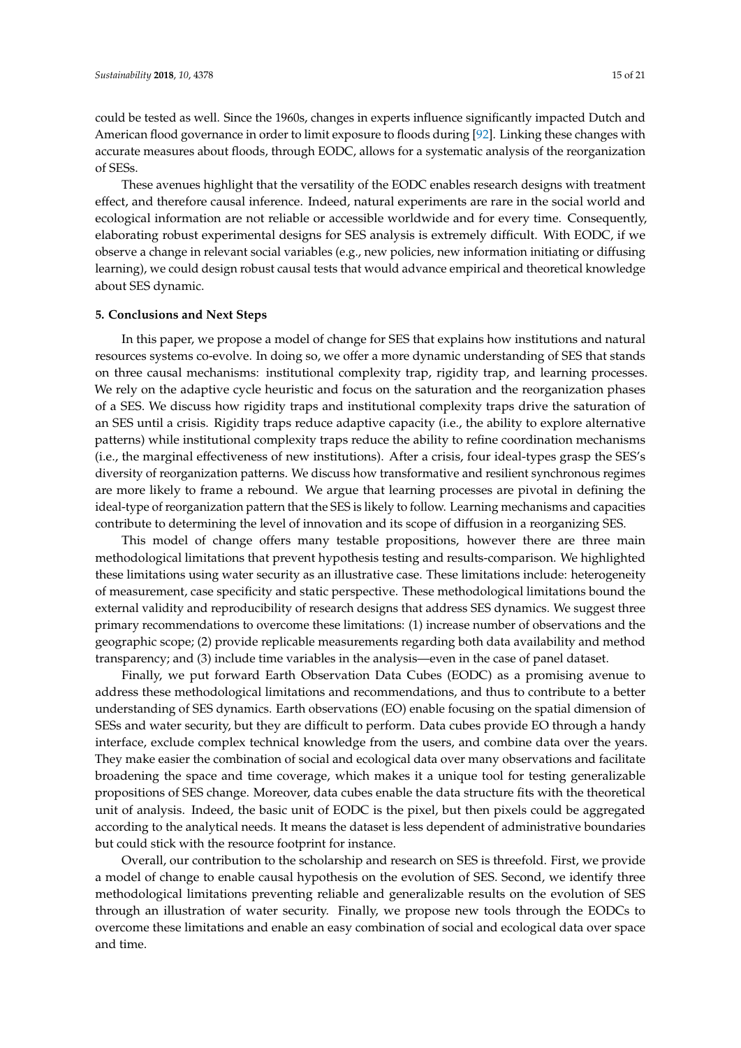could be tested as well. Since the 1960s, changes in experts influence significantly impacted Dutch and American flood governance in order to limit exposure to floods during [92]. Linking these changes with accurate measures about floods, through EODC, allows for a systematic analysis of the reorganization of SESs.

These avenues highlight that the versatility of the EODC enables research designs with treatment effect, and therefore causal inference. Indeed, natural experiments are rare in the social world and ecological information are not reliable or accessible worldwide and for every time. Consequently, elaborating robust experimental designs for SES analysis is extremely difficult. With EODC, if we observe a change in relevant social variables (e.g., new policies, new information initiating or diffusing learning), we could design robust causal tests that would advance empirical and theoretical knowledge about SES dynamic.

## 5. Conclusions and Next Steps

In this paper, we propose a model of change for SES that explains how institutions and natural resources systems co-evolve. In doing so, we offer a more dynamic understanding of SES that stands on three causal mechanisms: institutional complexity trap, rigidity trap, and learning processes. We rely on the adaptive cycle heuristic and focus on the saturation and the reorganization phases of a SES. We discuss how rigidity traps and institutional complexity traps drive the saturation of an SES until a crisis. Rigidity traps reduce adaptive capacity (i.e., the ability to explore alternative patterns) while institutional complexity traps reduce the ability to refine coordination mechanisms (i.e., the marginal effectiveness of new institutions). After a crisis, four ideal-types grasp the SES's diversity of reorganization patterns. We discuss how transformative and resilient synchronous regimes are more likely to frame a rebound. We argue that learning processes are pivotal in defining the ideal-type of reorganization pattern that the SES is likely to follow. Learning mechanisms and capacities contribute to determining the level of innovation and its scope of diffusion in a reorganizing SES.

This model of change offers many testable propositions, however there are three main methodological limitations that prevent hypothesis testing and results-comparison. We highlighted these limitations using water security as an illustrative case. These limitations include: heterogeneity of measurement, case specificity and static perspective. These methodological limitations bound the external validity and reproducibility of research designs that address SES dynamics. We suggest three primary recommendations to overcome these limitations: (1) increase number of observations and the geographic scope; (2) provide replicable measurements regarding both data availability and method transparency; and (3) include time variables in the analysis—even in the case of panel dataset.

Finally, we put forward Earth Observation Data Cubes (EODC) as a promising avenue to address these methodological limitations and recommendations, and thus to contribute to a better understanding of SES dynamics. Earth observations (EO) enable focusing on the spatial dimension of SESs and water security, but they are difficult to perform. Data cubes provide EO through a handy interface, exclude complex technical knowledge from the users, and combine data over the years. They make easier the combination of social and ecological data over many observations and facilitate broadening the space and time coverage, which makes it a unique tool for testing generalizable propositions of SES change. Moreover, data cubes enable the data structure fits with the theoretical unit of analysis. Indeed, the basic unit of EODC is the pixel, but then pixels could be aggregated according to the analytical needs. It means the dataset is less dependent of administrative boundaries but could stick with the resource footprint for instance.

Overall, our contribution to the scholarship and research on SES is threefold. First, we provide a model of change to enable causal hypothesis on the evolution of SES. Second, we identify three methodological limitations preventing reliable and generalizable results on the evolution of SES through an illustration of water security. Finally, we propose new tools through the EODCs to overcome these limitations and enable an easy combination of social and ecological data over space and time.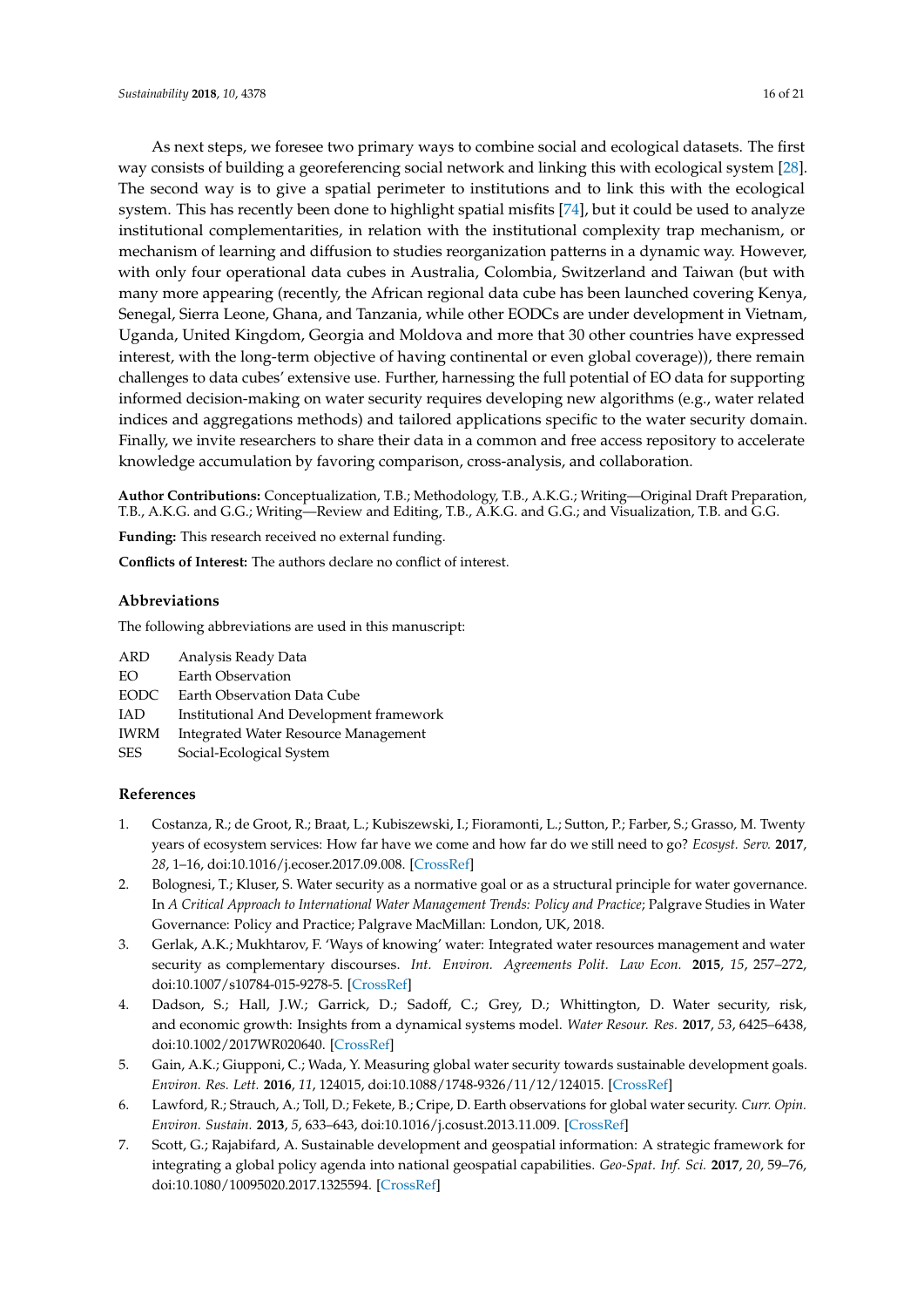As next steps, we foresee two primary ways to combine social and ecological datasets. The first way consists of building a georeferencing social network and linking this with ecological system [28]. The second way is to give a spatial perimeter to institutions and to link this with the ecological system. This has recently been done to highlight spatial misfits [74], but it could be used to analyze institutional complementarities, in relation with the institutional complexity trap mechanism, or mechanism of learning and diffusion to studies reorganization patterns in a dynamic way. However, with only four operational data cubes in Australia, Colombia, Switzerland and Taiwan (but with many more appearing (recently, the African regional data cube has been launched covering Kenya, Senegal, Sierra Leone, Ghana, and Tanzania, while other EODCs are under development in Vietnam, Uganda, United Kingdom, Georgia and Moldova and more that 30 other countries have expressed interest, with the long-term objective of having continental or even global coverage)), there remain challenges to data cubes' extensive use. Further, harnessing the full potential of EO data for supporting informed decision-making on water security requires developing new algorithms (e.g., water related indices and aggregations methods) and tailored applications specific to the water security domain. Finally, we invite researchers to share their data in a common and free access repository to accelerate knowledge accumulation by favoring comparison, cross-analysis, and collaboration.

**Author Contributions:** Conceptualization, T.B.; Methodology, T.B., A.K.G.; Writing—Original Draft Preparation, T.B., A.K.G. and G.G.; Writing—Review and Editing, T.B., A.K.G. and G.G.; and Visualization, T.B. and G.G.

**Funding:** This research received no external funding.

**Conflicts of Interest:** The authors declare no conflict of interest.

## Abbreviations

The following abbreviations are used in this manuscript:

| | |
|---|---|
| ARD | Analysis Ready Data |
| EO | Earth Observation |
| EODC | Earth Observation Data Cube |
| IAD | Institutional And Development framework |
| IWRM | Integrated Water Resource Management |
| SES | Social-Ecological System |

## References

1. Costanza, R.; de Groot, R.; Braat, L.; Kubiszewski, I.; Fioramonti, L.; Sutton, P.; Farber, S.; Grasso, M. Twenty years of ecosystem services: How far have we come and how far do we still need to go? *Ecosyst. Serv.* **2017**, *28*, 1–16, doi:10.1016/j.ecoser.2017.09.008. [CrossRef]
2. Bolognesi, T.; Kluser, S. Water security as a normative goal or as a structural principle for water governance. In *A Critical Approach to International Water Management Trends: Policy and Practice*; Palgrave Studies in Water Governance: Policy and Practice; Palgrave MacMillan: London, UK, 2018.
3. Gerlak, A.K.; Mukhtarov, F. 'Ways of knowing' water: Integrated water resources management and water security as complementary discourses. *Int. Environ. Agreements Polit. Law Econ.* **2015**, *15*, 257–272, doi:10.1007/s10784-015-9278-5. [CrossRef]
4. Dadson, S.; Hall, J.W.; Garrick, D.; Sadoff, C.; Grey, D.; Whittington, D. Water security, risk, and economic growth: Insights from a dynamical systems model. *Water Resour. Res.* **2017**, *53*, 6425–6438, doi:10.1002/2017WR020640. [CrossRef]
5. Gain, A.K.; Giupponi, C.; Wada, Y. Measuring global water security towards sustainable development goals. *Environ. Res. Lett.* **2016**, *11*, 124015, doi:10.1088/1748-9326/11/12/124015. [CrossRef]
6. Lawford, R.; Strauch, A.; Toll, D.; Fekete, B.; Cripe, D. Earth observations for global water security. *Curr. Opin. Environ. Sustain.* **2013**, *5*, 633–643, doi:10.1016/j.cosust.2013.11.009. [CrossRef]
7. Scott, G.; Rajabifard, A. Sustainable development and geospatial information: A strategic framework for integrating a global policy agenda into national geospatial capabilities. *Geo-Spat. Inf. Sci.* **2017**, *20*, 59–76, doi:10.1080/10095020.2017.1325594. [CrossRef]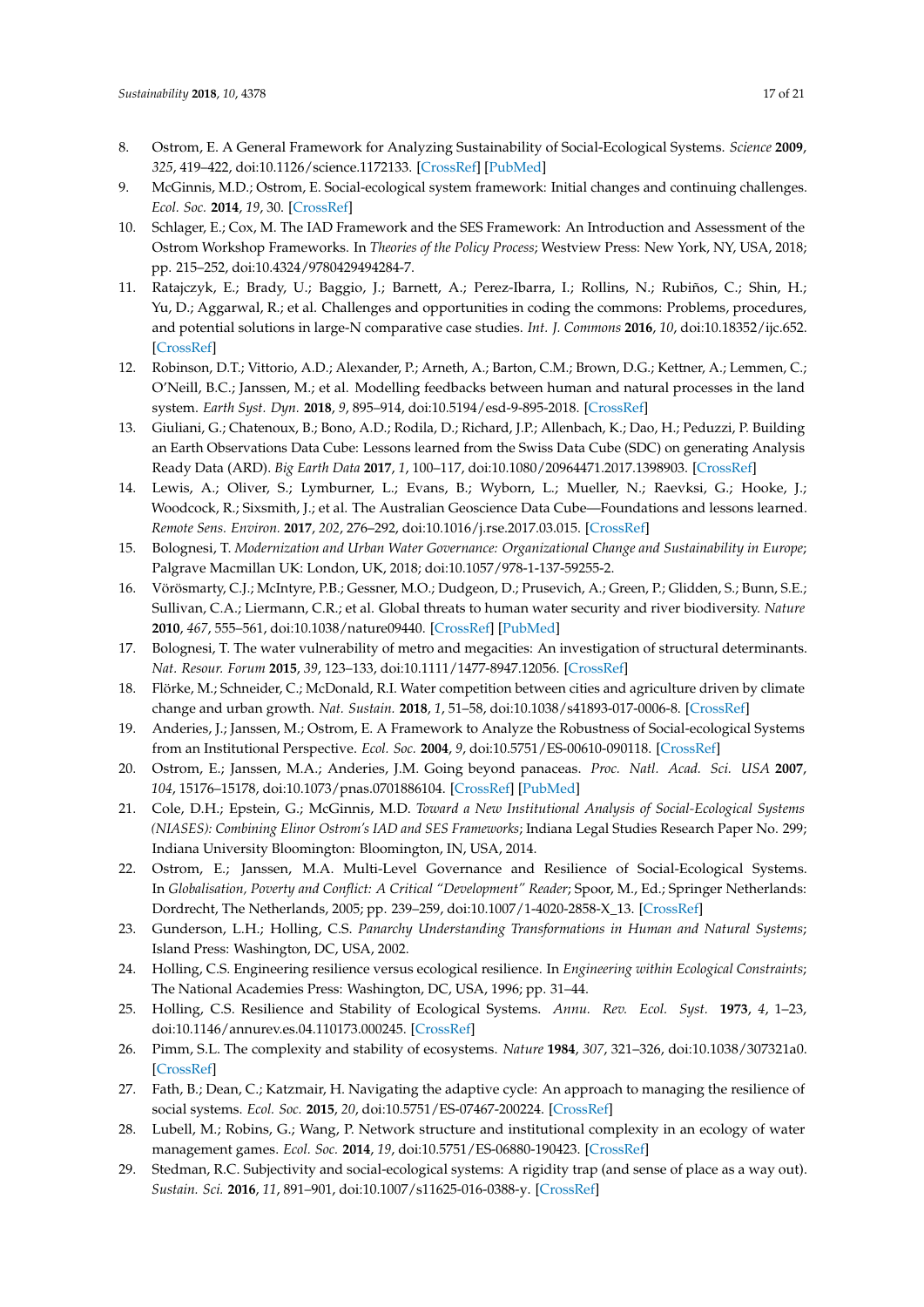8. Ostrom, E. A General Framework for Analyzing Sustainability of Social-Ecological Systems. *Science* **2009**, *325*, 419–422, doi:10.1126/science.1172133. [CrossRef] [PubMed]
9. McGinnis, M.D.; Ostrom, E. Social-ecological system framework: Initial changes and continuing challenges. *Ecol. Soc.* **2014**, *19*, 30. [CrossRef]
10. Schlager, E.; Cox, M. The IAD Framework and the SES Framework: An Introduction and Assessment of the Ostrom Workshop Frameworks. In *Theories of the Policy Process*; Westview Press: New York, NY, USA, 2018; pp. 215–252, doi:10.4324/9780429494284-7.
11. Ratajczyk, E.; Brady, U.; Baggio, J.; Barnett, A.; Perez-Ibarra, I.; Rollins, N.; Rubiños, C.; Shin, H.; Yu, D.; Aggarwal, R.; et al. Challenges and opportunities in coding the commons: Problems, procedures, and potential solutions in large-N comparative case studies. *Int. J. Commons* **2016**, *10*, doi:10.18352/ijc.652. [CrossRef]
12. Robinson, D.T.; Vittorio, A.D.; Alexander, P.; Arneth, A.; Barton, C.M.; Brown, D.G.; Kettner, A.; Lemmen, C.; O'Neill, B.C.; Janssen, M.; et al. Modelling feedbacks between human and natural processes in the land system. *Earth Syst. Dyn.* **2018**, *9*, 895–914, doi:10.5194/esd-9-895-2018. [CrossRef]
13. Giuliani, G.; Chatenoux, B.; Bono, A.D.; Rodila, D.; Richard, J.P.; Allenbach, K.; Dao, H.; Peduzzi, P. Building an Earth Observations Data Cube: Lessons learned from the Swiss Data Cube (SDC) on generating Analysis Ready Data (ARD). *Big Earth Data* **2017**, *1*, 100–117, doi:10.1080/20964471.2017.1398903. [CrossRef]
14. Lewis, A.; Oliver, S.; Lymburner, L.; Evans, B.; Wyborn, L.; Mueller, N.; Raevksi, G.; Hooke, J.; Woodcock, R.; Sixsmith, J.; et al. The Australian Geoscience Data Cube—Foundations and lessons learned. *Remote Sens. Environ.* **2017**, *202*, 276–292, doi:10.1016/j.rse.2017.03.015. [CrossRef]
15. Bolognesi, T. *Modernization and Urban Water Governance: Organizational Change and Sustainability in Europe*; Palgrave Macmillan UK: London, UK, 2018; doi:10.1057/978-1-137-59255-2.
16. Vörösmarty, C.J.; McIntyre, P.B.; Gessner, M.O.; Dudgeon, D.; Prusevich, A.; Green, P.; Glidden, S.; Bunn, S.E.; Sullivan, C.A.; Liermann, C.R.; et al. Global threats to human water security and river biodiversity. *Nature* **2010**, *467*, 555–561, doi:10.1038/nature09440. [CrossRef] [PubMed]
17. Bolognesi, T. The water vulnerability of metro and megacities: An investigation of structural determinants. *Nat. Resour. Forum* **2015**, *39*, 123–133, doi:10.1111/1477-8947.12056. [CrossRef]
18. Flörke, M.; Schneider, C.; McDonald, R.I. Water competition between cities and agriculture driven by climate change and urban growth. *Nat. Sustain.* **2018**, *1*, 51–58, doi:10.1038/s41893-017-0006-8. [CrossRef]
19. Anderies, J.; Janssen, M.; Ostrom, E. A Framework to Analyze the Robustness of Social-ecological Systems from an Institutional Perspective. *Ecol. Soc.* **2004**, *9*, doi:10.5751/ES-00610-090118. [CrossRef]
20. Ostrom, E.; Janssen, M.A.; Anderies, J.M. Going beyond panaceas. *Proc. Natl. Acad. Sci. USA* **2007**, *104*, 15176–15178, doi:10.1073/pnas.0701886104. [CrossRef] [PubMed]
21. Cole, D.H.; Epstein, G.; McGinnis, M.D. *Toward a New Institutional Analysis of Social-Ecological Systems (NIASES): Combining Elinor Ostrom's IAD and SES Frameworks*; Indiana Legal Studies Research Paper No. 299; Indiana University Bloomington: Bloomington, IN, USA, 2014.
22. Ostrom, E.; Janssen, M.A. Multi-Level Governance and Resilience of Social-Ecological Systems. In *Globalisation, Poverty and Conflict: A Critical "Development" Reader*; Spoor, M., Ed.; Springer Netherlands: Dordrecht, The Netherlands, 2005; pp. 239–259, doi:10.1007/1-4020-2858-X_13. [CrossRef]
23. Gunderson, L.H.; Holling, C.S. *Panarchy Understanding Transformations in Human and Natural Systems*; Island Press: Washington, DC, USA, 2002.
24. Holling, C.S. Engineering resilience versus ecological resilience. In *Engineering within Ecological Constraints*; The National Academies Press: Washington, DC, USA, 1996; pp. 31–44.
25. Holling, C.S. Resilience and Stability of Ecological Systems. *Annu. Rev. Ecol. Syst.* **1973**, *4*, 1–23, doi:10.1146/annurev.es.04.110173.000245. [CrossRef]
26. Pimm, S.L. The complexity and stability of ecosystems. *Nature* **1984**, *307*, 321–326, doi:10.1038/307321a0. [CrossRef]
27. Fath, B.; Dean, C.; Katzmair, H. Navigating the adaptive cycle: An approach to managing the resilience of social systems. *Ecol. Soc.* **2015**, *20*, doi:10.5751/ES-07467-200224. [CrossRef]
28. Lubell, M.; Robins, G.; Wang, P. Network structure and institutional complexity in an ecology of water management games. *Ecol. Soc.* **2014**, *19*, doi:10.5751/ES-06880-190423. [CrossRef]
29. Stedman, R.C. Subjectivity and social-ecological systems: A rigidity trap (and sense of place as a way out). *Sustain. Sci.* **2016**, *11*, 891–901, doi:10.1007/s11625-016-0388-y. [CrossRef]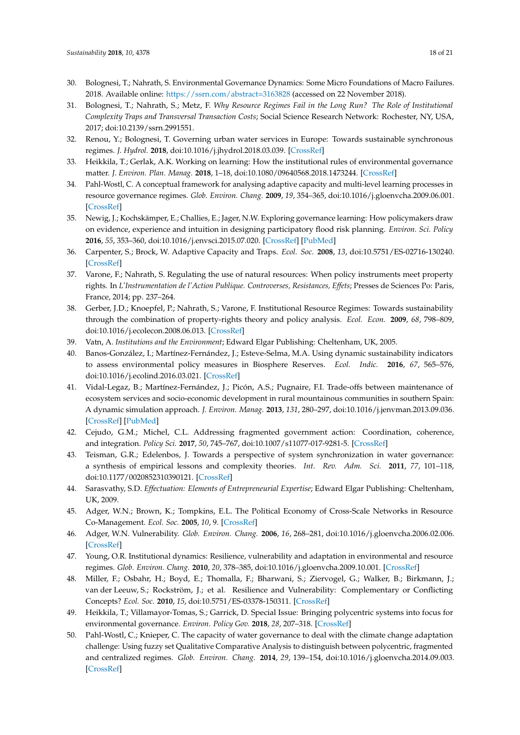30. Bolognesi, T.; Nahrath, S. Environmental Governance Dynamics: Some Micro Foundations of Macro Failures. 2018. Available online: https://ssrn.com/abstract=3163828 (accessed on 22 November 2018).
31. Bolognesi, T.; Nahrath, S.; Metz, F. *Why Resource Regimes Fail in the Long Run? The Role of Institutional Complexity Traps and Transversal Transaction Costs*; Social Science Research Network: Rochester, NY, USA, 2017; doi:10.2139/ssrn.2991551.
32. Renou, Y.; Bolognesi, T. Governing urban water services in Europe: Towards sustainable synchronous regimes. *J. Hydrol.* **2018**, doi:10.1016/j.jhydrol.2018.03.039. [CrossRef]
33. Heikkila, T.; Gerlak, A.K. Working on learning: How the institutional rules of environmental governance matter. *J. Environ. Plan. Manag.* **2018**, 1–18, doi:10.1080/09640568.2018.1473244. [CrossRef]
34. Pahl-Wostl, C. A conceptual framework for analysing adaptive capacity and multi-level learning processes in resource governance regimes. *Glob. Environ. Chang.* **2009**, *19*, 354–365, doi:10.1016/j.gloenvcha.2009.06.001. [CrossRef]
35. Newig, J.; Kochskämper, E.; Challies, E.; Jager, N.W. Exploring governance learning: How policymakers draw on evidence, experience and intuition in designing participatory flood risk planning. *Environ. Sci. Policy* **2016**, *55*, 353–360, doi:10.1016/j.envsci.2015.07.020. [CrossRef] [PubMed]
36. Carpenter, S.; Brock, W. Adaptive Capacity and Traps. *Ecol. Soc.* **2008**, *13*, doi:10.5751/ES-02716-130240. [CrossRef]
37. Varone, F.; Nahrath, S. Regulating the use of natural resources: When policy instruments meet property rights. In *L'Instrumentation de l'Action Publique. Controverses, Resistances, Effets*; Presses de Sciences Po: Paris, France, 2014; pp. 237–264.
38. Gerber, J.D.; Knoepfel, P.; Nahrath, S.; Varone, F. Institutional Resource Regimes: Towards sustainability through the combination of property-rights theory and policy analysis. *Ecol. Econ.* **2009**, *68*, 798–809, doi:10.1016/j.ecolecon.2008.06.013. [CrossRef]
39. Vatn, A. *Institutions and the Environment*; Edward Elgar Publishing: Cheltenham, UK, 2005.
40. Banos-González, I.; Martínez-Fernández, J.; Esteve-Selma, M.A. Using dynamic sustainability indicators to assess environmental policy measures in Biosphere Reserves. *Ecol. Indic.* **2016**, *67*, 565–576, doi:10.1016/j.ecolind.2016.03.021. [CrossRef]
41. Vidal-Legaz, B.; Martínez-Fernández, J.; Picón, A.S.; Pugnaire, F.I. Trade-offs between maintenance of ecosystem services and socio-economic development in rural mountainous communities in southern Spain: A dynamic simulation approach. *J. Environ. Manag.* **2013**, *131*, 280–297, doi:10.1016/j.jenvman.2013.09.036. [CrossRef] [PubMed]
42. Cejudo, G.M.; Michel, C.L. Addressing fragmented government action: Coordination, coherence, and integration. *Policy Sci.* **2017**, *50*, 745–767, doi:10.1007/s11077-017-9281-5. [CrossRef]
43. Teisman, G.R.; Edelenbos, J. Towards a perspective of system synchronization in water governance: a synthesis of empirical lessons and complexity theories. *Int. Rev. Adm. Sci.* **2011**, *77*, 101–118, doi:10.1177/0020852310390121. [CrossRef]
44. Sarasvathy, S.D. *Effectuation: Elements of Entrepreneurial Expertise*; Edward Elgar Publishing: Cheltenham, UK, 2009.
45. Adger, W.N.; Brown, K.; Tompkins, E.L. The Political Economy of Cross-Scale Networks in Resource Co-Management. *Ecol. Soc.* **2005**, *10*, 9. [CrossRef]
46. Adger, W.N. Vulnerability. *Glob. Environ. Chang.* **2006**, *16*, 268–281, doi:10.1016/j.gloenvcha.2006.02.006. [CrossRef]
47. Young, O.R. Institutional dynamics: Resilience, vulnerability and adaptation in environmental and resource regimes. *Glob. Environ. Chang.* **2010**, *20*, 378–385, doi:10.1016/j.gloenvcha.2009.10.001. [CrossRef]
48. Miller, F.; Osbahr, H.; Boyd, E.; Thomalla, F.; Bharwani, S.; Ziervogel, G.; Walker, B.; Birkmann, J.; van der Leeuw, S.; Rockström, J.; et al. Resilience and Vulnerability: Complementary or Conflicting Concepts? *Ecol. Soc.* **2010**, *15*, doi:10.5751/ES-03378-150311. [CrossRef]
49. Heikkila, T.; Villamayor-Tomas, S.; Garrick, D. Special Issue: Bringing polycentric systems into focus for environmental governance. *Environ. Policy Gov.* **2018**, *28*, 207–318. [CrossRef]
50. Pahl-Wostl, C.; Knieper, C. The capacity of water governance to deal with the climate change adaptation challenge: Using fuzzy set Qualitative Comparative Analysis to distinguish between polycentric, fragmented and centralized regimes. *Glob. Environ. Chang.* **2014**, *29*, 139–154, doi:10.1016/j.gloenvcha.2014.09.003. [CrossRef]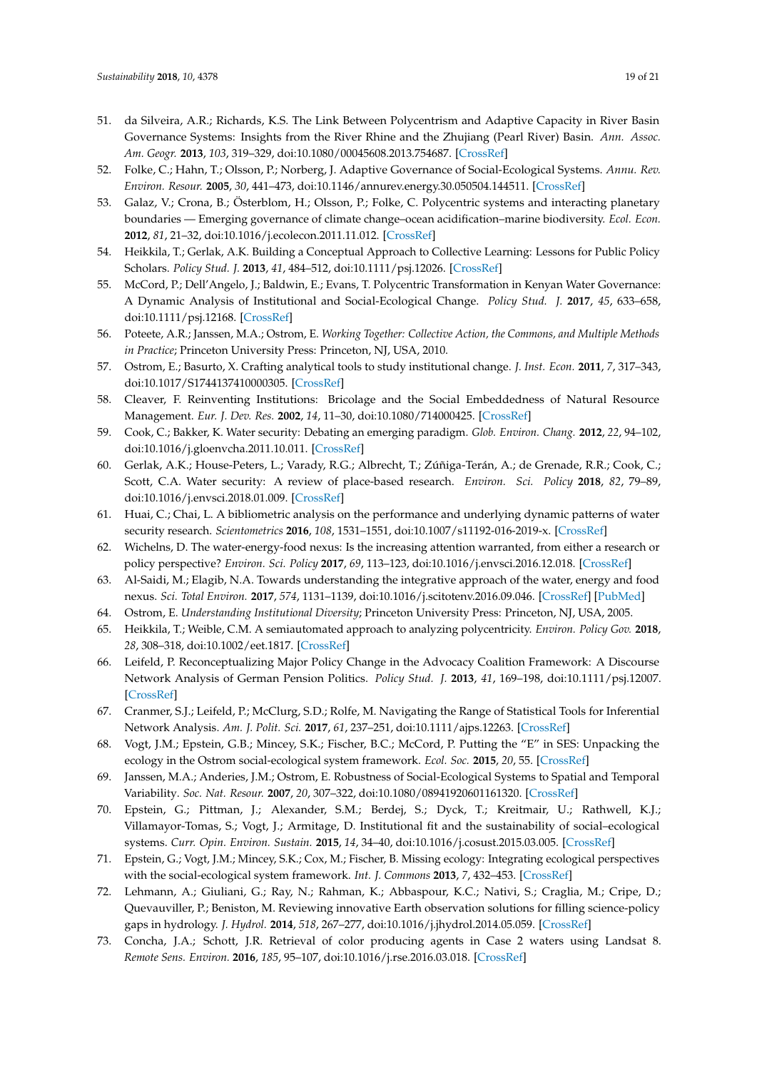51. da Silveira, A.R.; Richards, K.S. The Link Between Polycentrism and Adaptive Capacity in River Basin Governance Systems: Insights from the River Rhine and the Zhujiang (Pearl River) Basin. *Ann. Assoc. Am. Geogr.* **2013**, *103*, 319–329, doi:10.1080/00045608.2013.754687. [CrossRef]
52. Folke, C.; Hahn, T.; Olsson, P.; Norberg, J. Adaptive Governance of Social-Ecological Systems. *Annu. Rev. Environ. Resour.* **2005**, *30*, 441–473, doi:10.1146/annurev.energy.30.050504.144511. [CrossRef]
53. Galaz, V.; Crona, B.; Österblom, H.; Olsson, P.; Folke, C. Polycentric systems and interacting planetary boundaries — Emerging governance of climate change–ocean acidification–marine biodiversity. *Ecol. Econ.* **2012**, *81*, 21–32, doi:10.1016/j.ecolecon.2011.11.012. [CrossRef]
54. Heikkila, T.; Gerlak, A.K. Building a Conceptual Approach to Collective Learning: Lessons for Public Policy Scholars. *Policy Stud. J.* **2013**, *41*, 484–512, doi:10.1111/psj.12026. [CrossRef]
55. McCord, P.; Dell'Angelo, J.; Baldwin, E.; Evans, T. Polycentric Transformation in Kenyan Water Governance: A Dynamic Analysis of Institutional and Social-Ecological Change. *Policy Stud. J.* **2017**, *45*, 633–658, doi:10.1111/psj.12168. [CrossRef]
56. Poteete, A.R.; Janssen, M.A.; Ostrom, E. *Working Together: Collective Action, the Commons, and Multiple Methods in Practice*; Princeton University Press: Princeton, NJ, USA, 2010.
57. Ostrom, E.; Basurto, X. Crafting analytical tools to study institutional change. *J. Inst. Econ.* **2011**, *7*, 317–343, doi:10.1017/S1744137410000305. [CrossRef]
58. Cleaver, F. Reinventing Institutions: Bricolage and the Social Embeddedness of Natural Resource Management. *Eur. J. Dev. Res.* **2002**, *14*, 11–30, doi:10.1080/714000425. [CrossRef]
59. Cook, C.; Bakker, K. Water security: Debating an emerging paradigm. *Glob. Environ. Chang.* **2012**, *22*, 94–102, doi:10.1016/j.gloenvcha.2011.10.011. [CrossRef]
60. Gerlak, A.K.; House-Peters, L.; Varady, R.G.; Albrecht, T.; Zúñiga-Terán, A.; de Grenade, R.R.; Cook, C.; Scott, C.A. Water security: A review of place-based research. *Environ. Sci. Policy* **2018**, *82*, 79–89, doi:10.1016/j.envsci.2018.01.009. [CrossRef]
61. Huai, C.; Chai, L. A bibliometric analysis on the performance and underlying dynamic patterns of water security research. *Scientometrics* **2016**, *108*, 1531–1551, doi:10.1007/s11192-016-2019-x. [CrossRef]
62. Wichelns, D. The water-energy-food nexus: Is the increasing attention warranted, from either a research or policy perspective? *Environ. Sci. Policy* **2017**, *69*, 113–123, doi:10.1016/j.envsci.2016.12.018. [CrossRef]
63. Al-Saidi, M.; Elagib, N.A. Towards understanding the integrative approach of the water, energy and food nexus. *Sci. Total Environ.* **2017**, *574*, 1131–1139, doi:10.1016/j.scitotenv.2016.09.046. [CrossRef] [PubMed]
64. Ostrom, E. *Understanding Institutional Diversity*; Princeton University Press: Princeton, NJ, USA, 2005.
65. Heikkila, T.; Weible, C.M. A semiautomated approach to analyzing polycentricity. *Environ. Policy Gov.* **2018**, *28*, 308–318, doi:10.1002/eet.1817. [CrossRef]
66. Leifeld, P. Reconceptualizing Major Policy Change in the Advocacy Coalition Framework: A Discourse Network Analysis of German Pension Politics. *Policy Stud. J.* **2013**, *41*, 169–198, doi:10.1111/psj.12007. [CrossRef]
67. Cranmer, S.J.; Leifeld, P.; McClurg, S.D.; Rolfe, M. Navigating the Range of Statistical Tools for Inferential Network Analysis. *Am. J. Polit. Sci.* **2017**, *61*, 237–251, doi:10.1111/ajps.12263. [CrossRef]
68. Vogt, J.M.; Epstein, G.B.; Mincey, S.K.; Fischer, B.C.; McCord, P. Putting the "E" in SES: Unpacking the ecology in the Ostrom social-ecological system framework. *Ecol. Soc.* **2015**, *20*, 55. [CrossRef]
69. Janssen, M.A.; Anderies, J.M.; Ostrom, E. Robustness of Social-Ecological Systems to Spatial and Temporal Variability. *Soc. Nat. Resour.* **2007**, *20*, 307–322, doi:10.1080/08941920601161320. [CrossRef]
70. Epstein, G.; Pittman, J.; Alexander, S.M.; Berdej, S.; Dyck, T.; Kreitmair, U.; Rathwell, K.J.; Villamayor-Tomas, S.; Vogt, J.; Armitage, D. Institutional fit and the sustainability of social–ecological systems. *Curr. Opin. Environ. Sustain.* **2015**, *14*, 34–40, doi:10.1016/j.cosust.2015.03.005. [CrossRef]
71. Epstein, G.; Vogt, J.M.; Mincey, S.K.; Cox, M.; Fischer, B. Missing ecology: Integrating ecological perspectives with the social-ecological system framework. *Int. J. Commons* **2013**, *7*, 432–453. [CrossRef]
72. Lehmann, A.; Giuliani, G.; Ray, N.; Rahman, K.; Abbaspour, K.C.; Nativi, S.; Craglia, M.; Cripe, D.; Quevauviller, P.; Beniston, M. Reviewing innovative Earth observation solutions for filling science-policy gaps in hydrology. *J. Hydrol.* **2014**, *518*, 267–277, doi:10.1016/j.jhydrol.2014.05.059. [CrossRef]
73. Concha, J.A.; Schott, J.R. Retrieval of color producing agents in Case 2 waters using Landsat 8. *Remote Sens. Environ.* **2016**, *185*, 95–107, doi:10.1016/j.rse.2016.03.018. [CrossRef]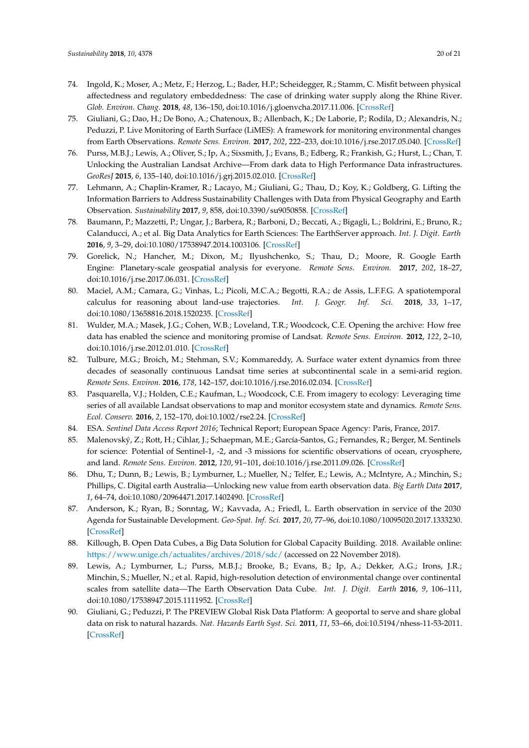74. Ingold, K.; Moser, A.; Metz, F.; Herzog, L.; Bader, H.P.; Scheidegger, R.; Stamm, C. Misfit between physical affectedness and regulatory embeddedness: The case of drinking water supply along the Rhine River. *Glob. Environ. Chang.* **2018**, *48*, 136–150, doi:10.1016/j.gloenvcha.2017.11.006. [CrossRef]
75. Giuliani, G.; Dao, H.; De Bono, A.; Chatenoux, B.; Allenbach, K.; De Laborie, P.; Rodila, D.; Alexandris, N.; Peduzzi, P. Live Monitoring of Earth Surface (LiMES): A framework for monitoring environmental changes from Earth Observations. *Remote Sens. Environ.* **2017**, *202*, 222–233, doi:10.1016/j.rse.2017.05.040. [CrossRef]
76. Purss, M.B.J.; Lewis, A.; Oliver, S.; Ip, A.; Sixsmith, J.; Evans, B.; Edberg, R.; Frankish, G.; Hurst, L.; Chan, T. Unlocking the Australian Landsat Archive—From dark data to High Performance Data infrastructures. *GeoResJ* **2015**, *6*, 135–140, doi:10.1016/j.grj.2015.02.010. [CrossRef]
77. Lehmann, A.; Chaplin-Kramer, R.; Lacayo, M.; Giuliani, G.; Thau, D.; Koy, K.; Goldberg, G. Lifting the Information Barriers to Address Sustainability Challenges with Data from Physical Geography and Earth Observation. *Sustainability* **2017**, *9*, 858, doi:10.3390/su9050858. [CrossRef]
78. Baumann, P.; Mazzetti, P.; Ungar, J.; Barbera, R.; Barboni, D.; Beccati, A.; Bigagli, L.; Boldrini, E.; Bruno, R.; Calanducci, A.; et al. Big Data Analytics for Earth Sciences: The EarthServer approach. *Int. J. Digit. Earth* **2016**, *9*, 3–29, doi:10.1080/17538947.2014.1003106. [CrossRef]
79. Gorelick, N.; Hancher, M.; Dixon, M.; Ilyushchenko, S.; Thau, D.; Moore, R. Google Earth Engine: Planetary-scale geospatial analysis for everyone. *Remote Sens. Environ.* **2017**, *202*, 18–27, doi:10.1016/j.rse.2017.06.031. [CrossRef]
80. Maciel, A.M.; Camara, G.; Vinhas, L.; Picoli, M.C.A.; Begotti, R.A.; de Assis, L.F.F.G. A spatiotemporal calculus for reasoning about land-use trajectories. *Int. J. Geogr. Inf. Sci.* **2018**, *33*, 1–17, doi:10.1080/13658816.2018.1520235. [CrossRef]
81. Wulder, M.A.; Masek, J.G.; Cohen, W.B.; Loveland, T.R.; Woodcock, C.E. Opening the archive: How free data has enabled the science and monitoring promise of Landsat. *Remote Sens. Environ.* **2012**, *122*, 2–10, doi:10.1016/j.rse.2012.01.010. [CrossRef]
82. Tulbure, M.G.; Broich, M.; Stehman, S.V.; Kommareddy, A. Surface water extent dynamics from three decades of seasonally continuous Landsat time series at subcontinental scale in a semi-arid region. *Remote Sens. Environ.* **2016**, *178*, 142–157, doi:10.1016/j.rse.2016.02.034. [CrossRef]
83. Pasquarella, V.J.; Holden, C.E.; Kaufman, L.; Woodcock, C.E. From imagery to ecology: Leveraging time series of all available Landsat observations to map and monitor ecosystem state and dynamics. *Remote Sens. Ecol. Conserv.* **2016**, *2*, 152–170, doi:10.1002/rse2.24. [CrossRef]
84. ESA. *Sentinel Data Access Report 2016*; Technical Report; European Space Agency: Paris, France, 2017.
85. Malenovský, Z.; Rott, H.; Cihlar, J.; Schaepman, M.E.; García-Santos, G.; Fernandes, R.; Berger, M. Sentinels for science: Potential of Sentinel-1, -2, and -3 missions for scientific observations of ocean, cryosphere, and land. *Remote Sens. Environ.* **2012**, *120*, 91–101, doi:10.1016/j.rse.2011.09.026. [CrossRef]
86. Dhu, T.; Dunn, B.; Lewis, B.; Lymburner, L.; Mueller, N.; Telfer, E.; Lewis, A.; McIntyre, A.; Minchin, S.; Phillips, C. Digital earth Australia—Unlocking new value from earth observation data. *Big Earth Data* **2017**, *1*, 64–74, doi:10.1080/20964471.2017.1402490. [CrossRef]
87. Anderson, K.; Ryan, B.; Sonntag, W.; Kavvada, A.; Friedl, L. Earth observation in service of the 2030 Agenda for Sustainable Development. *Geo-Spat. Inf. Sci.* **2017**, *20*, 77–96, doi:10.1080/10095020.2017.1333230. [CrossRef]
88. Killough, B. Open Data Cubes, a Big Data Solution for Global Capacity Building. 2018. Available online: https://www.unige.ch/actualites/archives/2018/sdc/ (accessed on 22 November 2018).
89. Lewis, A.; Lymburner, L.; Purss, M.B.J.; Brooke, B.; Evans, B.; Ip, A.; Dekker, A.G.; Irons, J.R.; Minchin, S.; Mueller, N.; et al. Rapid, high-resolution detection of environmental change over continental scales from satellite data—The Earth Observation Data Cube. *Int. J. Digit. Earth* **2016**, *9*, 106–111, doi:10.1080/17538947.2015.1111952. [CrossRef]
90. Giuliani, G.; Peduzzi, P. The PREVIEW Global Risk Data Platform: A geoportal to serve and share global data on risk to natural hazards. *Nat. Hazards Earth Syst. Sci.* **2011**, *11*, 53–66, doi:10.5194/nhess-11-53-2011. [CrossRef]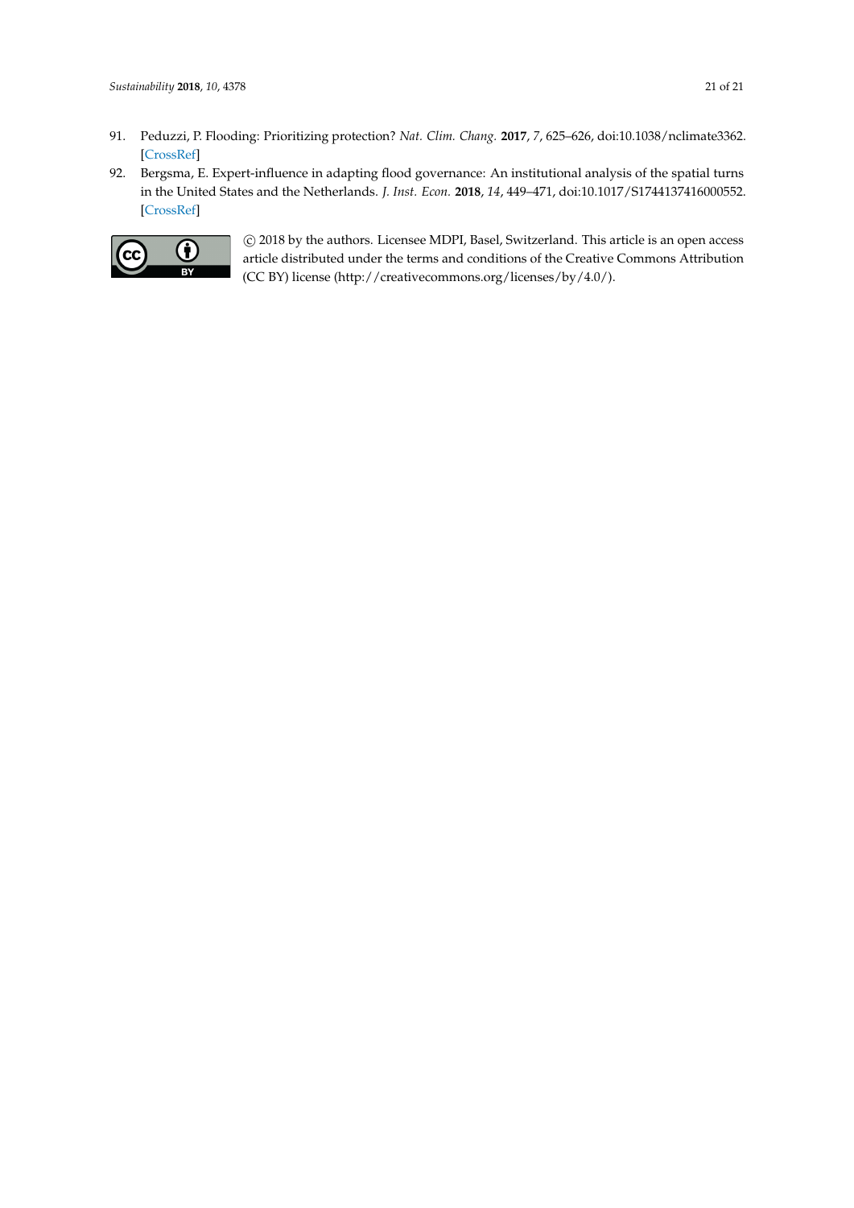91. Peduzzi, P. Flooding: Prioritizing protection? *Nat. Clim. Chang.* **2017**, *7*, 625–626, doi:10.1038/nclimate3362. [CrossRef]
92. Bergsma, E. Expert-influence in adapting flood governance: An institutional analysis of the spatial turns in the United States and the Netherlands. *J. Inst. Econ.* **2018**, *14*, 449–471, doi:10.1017/S1744137416000552. [CrossRef]

© 2018 by the authors. Licensee MDPI, Basel, Switzerland. This article is an open access article distributed under the terms and conditions of the Creative Commons Attribution (CC BY) license (http://creativecommons.org/licenses/by/4.0/).